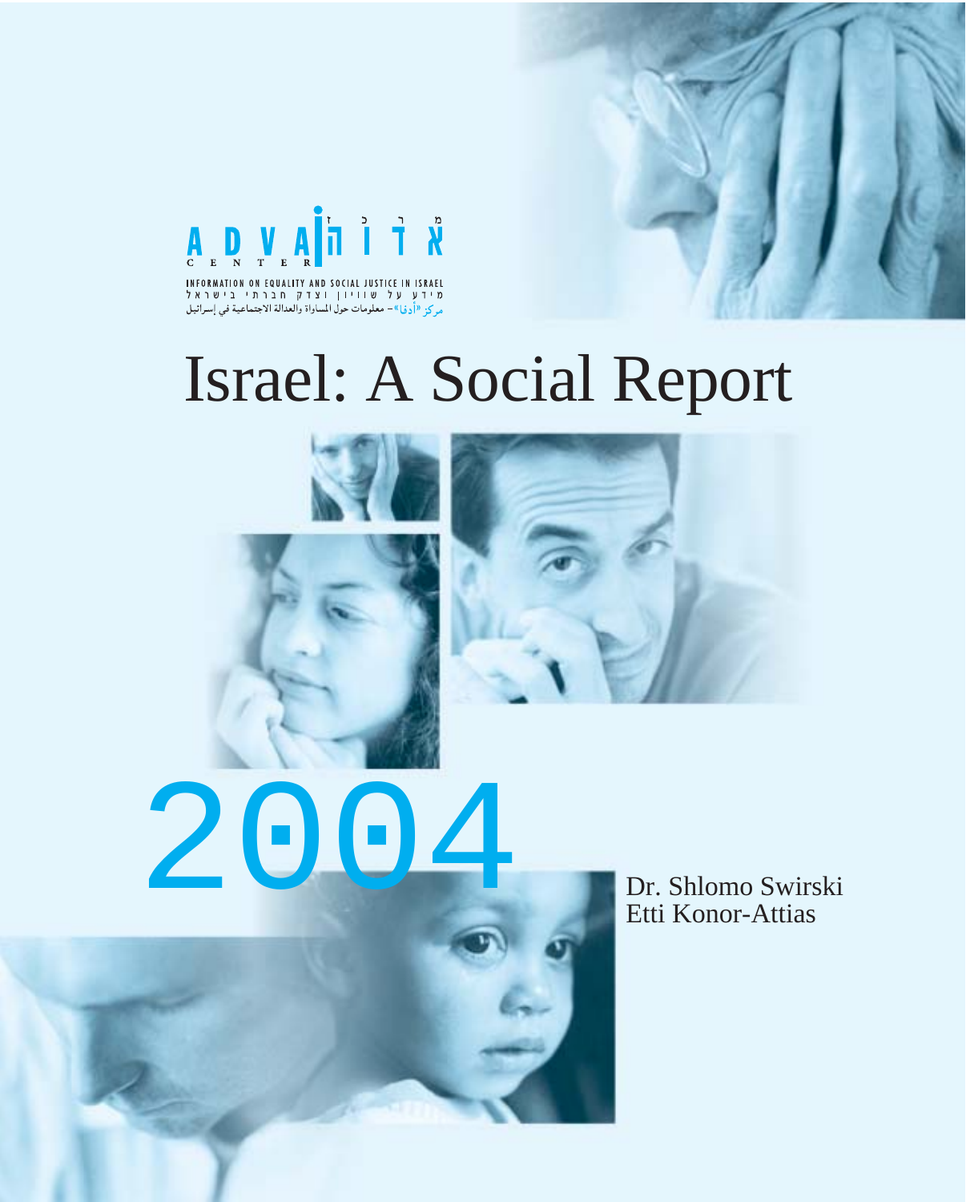ADVA מרכז אדוה CENTER

INFORMATION ON EQUALITY AND SOCIAL JUSTICE IN ISRAEL

מידע על שוויון וצדק חברתי בישראל

مركز «أدفا» – معلومات حول المساواة والعدالة الاجتماعية في إسرائيل

# Israel: A Social Report

# 2004

Dr. Shlomo Swirski
Etti Konor-Attias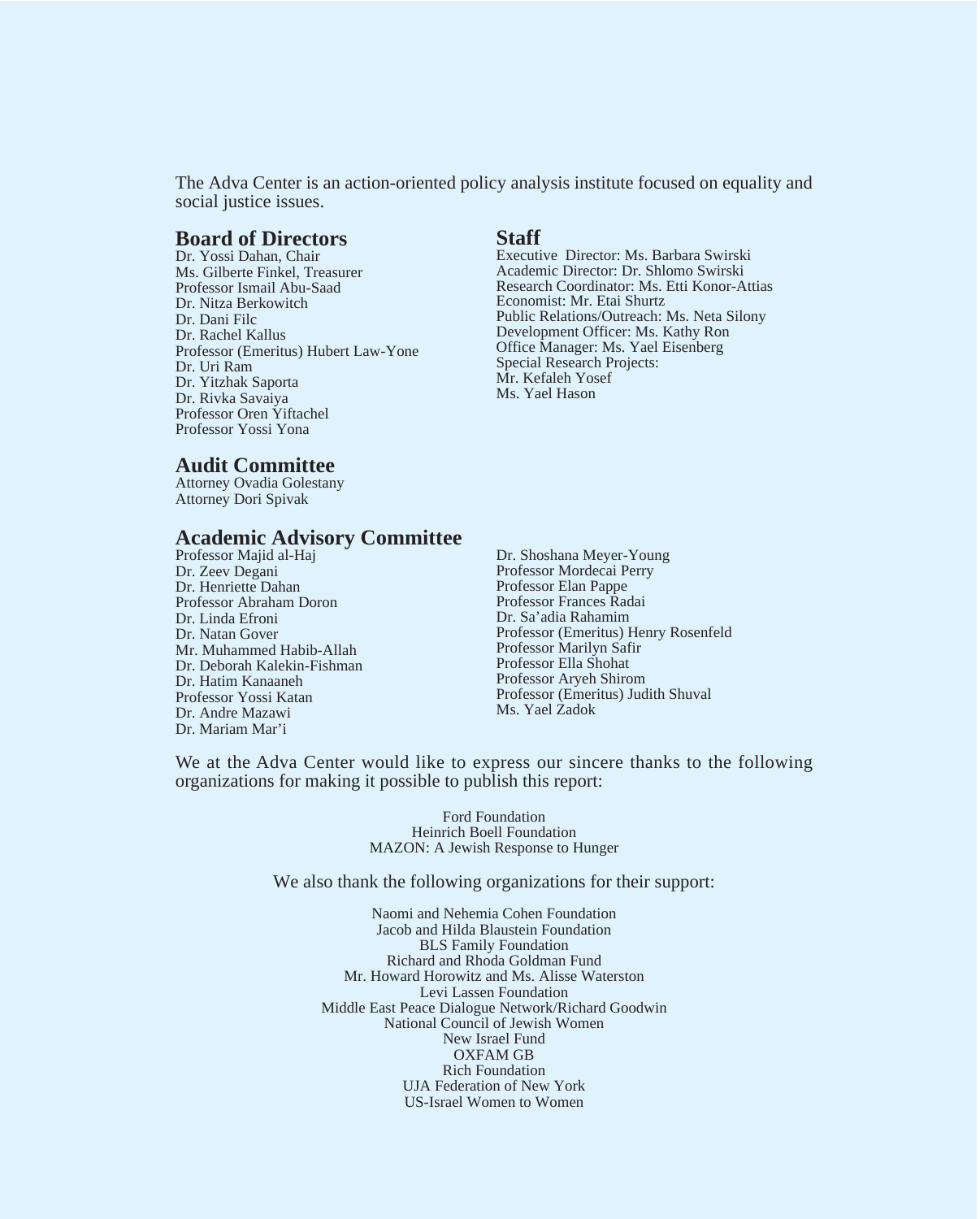The Adva Center is an action-oriented policy analysis institute focused on equality and social justice issues.

## Board of Directors

Dr. Yossi Dahan, Chair
Ms. Gilberte Finkel, Treasurer
Professor Ismail Abu-Saad
Dr. Nitza Berkowitch
Dr. Dani Filc
Dr. Rachel Kallus
Professor (Emeritus) Hubert Law-Yone
Dr. Uri Ram
Dr. Yitzhak Saporta
Dr. Rivka Savaiya
Professor Oren Yiftachel
Professor Yossi Yona

## Staff

Executive Director: Ms. Barbara Swirski
Academic Director: Dr. Shlomo Swirski
Research Coordinator: Ms. Etti Konor-Attias
Economist: Mr. Etai Shurtz
Public Relations/Outreach: Ms. Neta Silony
Development Officer: Ms. Kathy Ron
Office Manager: Ms. Yael Eisenberg
Special Research Projects:
Mr. Kefaleh Yosef
Ms. Yael Hason

## Audit Committee

Attorney Ovadia Golestany
Attorney Dori Spivak

## Academic Advisory Committee

Professor Majid al-Haj
Dr. Zeev Degani
Dr. Henriette Dahan
Professor Abraham Doron
Dr. Linda Efroni
Dr. Natan Gover
Mr. Muhammed Habib-Allah
Dr. Deborah Kalekin-Fishman
Dr. Hatim Kanaaneh
Professor Yossi Katan
Dr. Andre Mazawi
Dr. Mariam Mar'i
Dr. Shoshana Meyer-Young
Professor Mordecai Perry
Professor Elan Pappe
Professor Frances Radai
Dr. Sa'adia Rahamim
Professor (Emeritus) Henry Rosenfeld
Professor Marilyn Safir
Professor Ella Shohat
Professor Aryeh Shirom
Professor (Emeritus) Judith Shuval
Ms. Yael Zadok

We at the Adva Center would like to express our sincere thanks to the following organizations for making it possible to publish this report:

Ford Foundation
Heinrich Boell Foundation
MAZON: A Jewish Response to Hunger

We also thank the following organizations for their support:

Naomi and Nehemia Cohen Foundation
Jacob and Hilda Blaustein Foundation
BLS Family Foundation
Richard and Rhoda Goldman Fund
Mr. Howard Horowitz and Ms. Alisse Waterston
Levi Lassen Foundation
Middle East Peace Dialogue Network/Richard Goodwin
National Council of Jewish Women
New Israel Fund
OXFAM GB
Rich Foundation
UJA Federation of New York
US-Israel Women to Women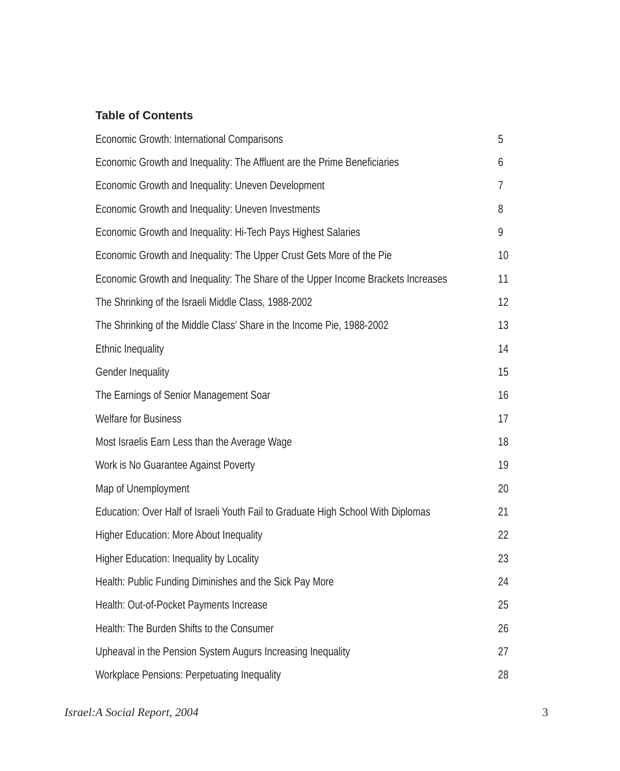## Table of Contents

| | |
|---|---|
| Economic Growth: International Comparisons | 5 |
| Economic Growth and Inequality: The Affluent are the Prime Beneficiaries | 6 |
| Economic Growth and Inequality: Uneven Development | 7 |
| Economic Growth and Inequality: Uneven Investments | 8 |
| Economic Growth and Inequality: Hi-Tech Pays Highest Salaries | 9 |
| Economic Growth and Inequality: The Upper Crust Gets More of the Pie | 10 |
| Economic Growth and Inequality: The Share of the Upper Income Brackets Increases | 11 |
| The Shrinking of the Israeli Middle Class, 1988-2002 | 12 |
| The Shrinking of the Middle Class' Share in the Income Pie, 1988-2002 | 13 |
| Ethnic Inequality | 14 |
| Gender Inequality | 15 |
| The Earnings of Senior Management Soar | 16 |
| Welfare for Business | 17 |
| Most Israelis Earn Less than the Average Wage | 18 |
| Work is No Guarantee Against Poverty | 19 |
| Map of Unemployment | 20 |
| Education: Over Half of Israeli Youth Fail to Graduate High School With Diplomas | 21 |
| Higher Education: More About Inequality | 22 |
| Higher Education: Inequality by Locality | 23 |
| Health: Public Funding Diminishes and the Sick Pay More | 24 |
| Health: Out-of-Pocket Payments Increase | 25 |
| Health: The Burden Shifts to the Consumer | 26 |
| Upheaval in the Pension System Augurs Increasing Inequality | 27 |
| Workplace Pensions: Perpetuating Inequality | 28 |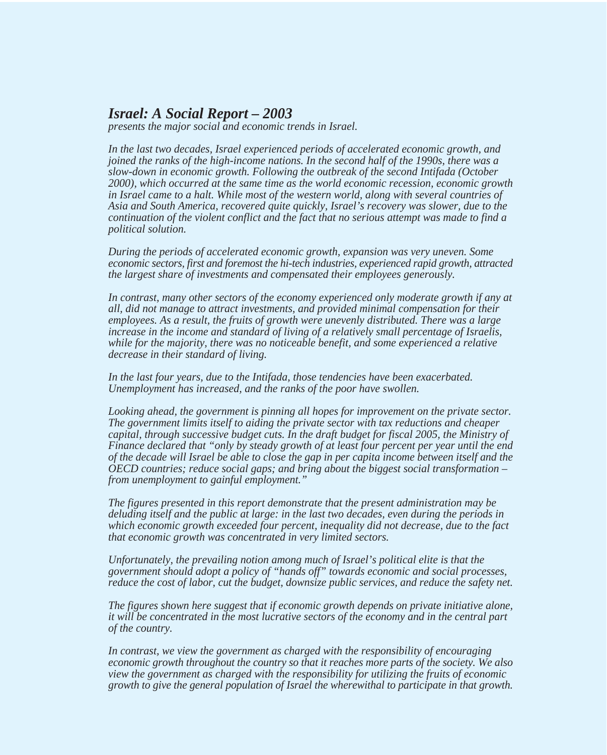***Israel: A Social Report – 2003***

*presents the major social and economic trends in Israel.*

*In the last two decades, Israel experienced periods of accelerated economic growth, and joined the ranks of the high-income nations. In the second half of the 1990s, there was a slow-down in economic growth. Following the outbreak of the second Intifada (October 2000), which occurred at the same time as the world economic recession, economic growth in Israel came to a halt. While most of the western world, along with several countries of Asia and South America, recovered quite quickly, Israel's recovery was slower, due to the continuation of the violent conflict and the fact that no serious attempt was made to find a political solution.*

*During the periods of accelerated economic growth, expansion was very uneven. Some economic sectors, first and foremost the hi-tech industries, experienced rapid growth, attracted the largest share of investments and compensated their employees generously.*

*In contrast, many other sectors of the economy experienced only moderate growth if any at all, did not manage to attract investments, and provided minimal compensation for their employees. As a result, the fruits of growth were unevenly distributed. There was a large increase in the income and standard of living of a relatively small percentage of Israelis, while for the majority, there was no noticeable benefit, and some experienced a relative decrease in their standard of living.*

*In the last four years, due to the Intifada, those tendencies have been exacerbated. Unemployment has increased, and the ranks of the poor have swollen.*

*Looking ahead, the government is pinning all hopes for improvement on the private sector. The government limits itself to aiding the private sector with tax reductions and cheaper capital, through successive budget cuts. In the draft budget for fiscal 2005, the Ministry of Finance declared that "only by steady growth of at least four percent per year until the end of the decade will Israel be able to close the gap in per capita income between itself and the OECD countries; reduce social gaps; and bring about the biggest social transformation – from unemployment to gainful employment."*

*The figures presented in this report demonstrate that the present administration may be deluding itself and the public at large: in the last two decades, even during the periods in which economic growth exceeded four percent, inequality did not decrease, due to the fact that economic growth was concentrated in very limited sectors.*

*Unfortunately, the prevailing notion among much of Israel's political elite is that the government should adopt a policy of "hands off" towards economic and social processes, reduce the cost of labor, cut the budget, downsize public services, and reduce the safety net.*

*The figures shown here suggest that if economic growth depends on private initiative alone, it will be concentrated in the most lucrative sectors of the economy and in the central part of the country.*

*In contrast, we view the government as charged with the responsibility of encouraging economic growth throughout the country so that it reaches more parts of the society. We also view the government as charged with the responsibility for utilizing the fruits of economic growth to give the general population of Israel the wherewithal to participate in that growth.*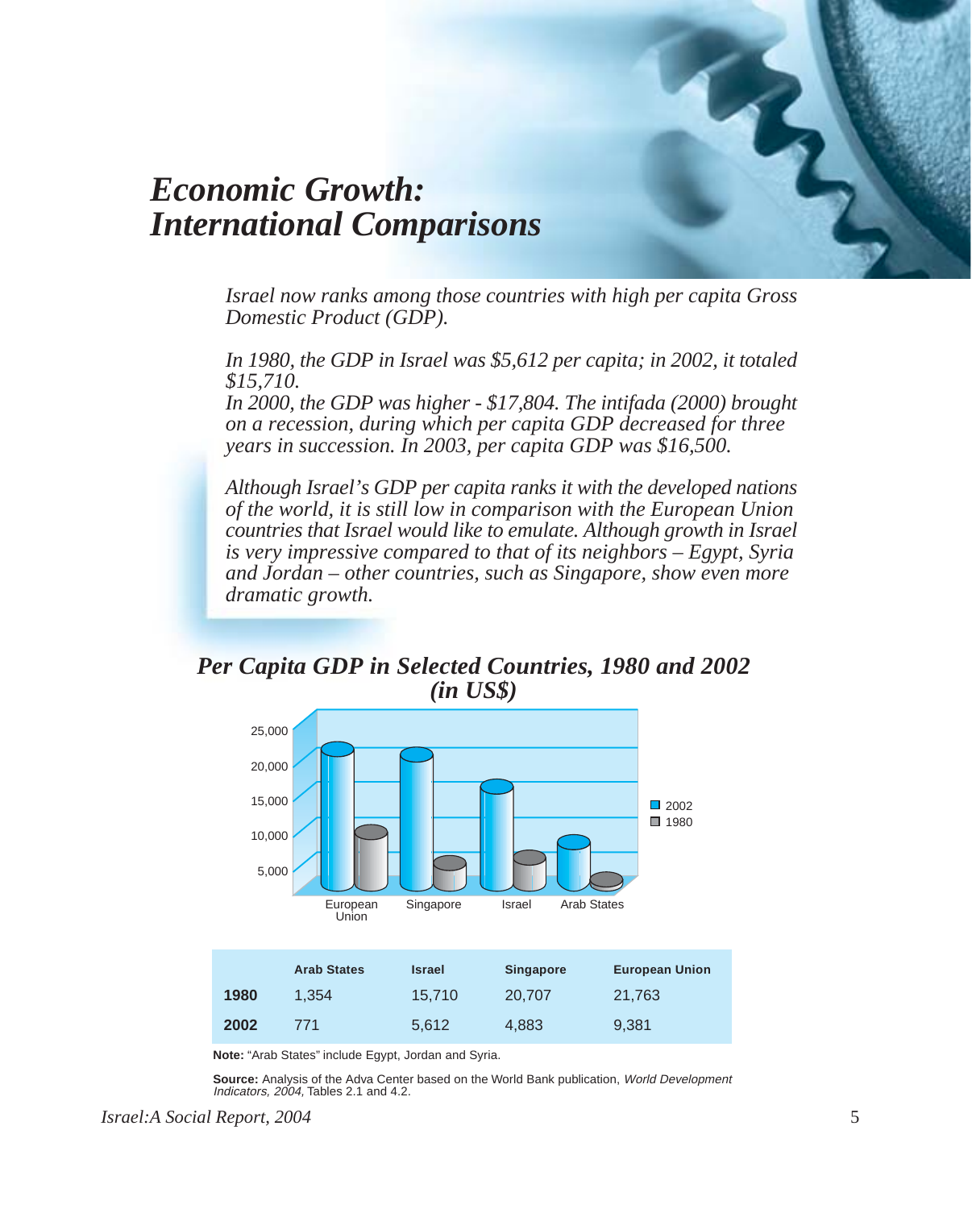# *Economic Growth: International Comparisons*

*Israel now ranks among those countries with high per capita Gross Domestic Product (GDP).*

*In 1980, the GDP in Israel was $5,612 per capita; in 2002, it totaled $15,710.*
*In 2000, the GDP was higher - $17,804. The intifada (2000) brought on a recession, during which per capita GDP decreased for three years in succession. In 2003, per capita GDP was $16,500.*

*Although Israel's GDP per capita ranks it with the developed nations of the world, it is still low in comparison with the European Union countries that Israel would like to emulate. Although growth in Israel is very impressive compared to that of its neighbors – Egypt, Syria and Jordan – other countries, such as Singapore, show even more dramatic growth.*

## *Per Capita GDP in Selected Countries, 1980 and 2002 (in US$)*

| | Arab States | Israel | Singapore | European Union |
|---|---|---|---|---|
| **1980** | 1,354 | 15,710 | 20,707 | 21,763 |
| **2002** | 771 | 5,612 | 4,883 | 9,381 |

**Note:** "Arab States" include Egypt, Jordan and Syria.

**Source:** Analysis of the Adva Center based on the World Bank publication, *World Development Indicators, 2004,* Tables 2.1 and 4.2.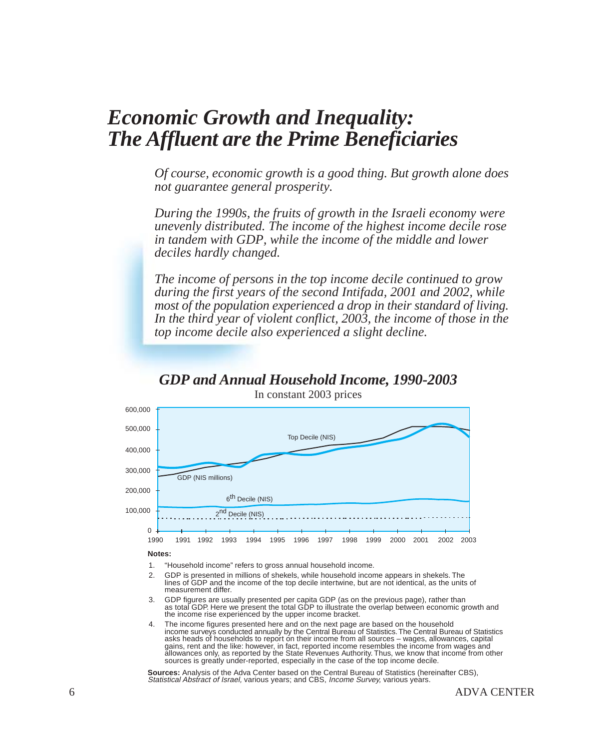# *Economic Growth and Inequality: The Affluent are the Prime Beneficiaries*

*Of course, economic growth is a good thing. But growth alone does not guarantee general prosperity.*

*During the 1990s, the fruits of growth in the Israeli economy were unevenly distributed. The income of the highest income decile rose in tandem with GDP, while the income of the middle and lower deciles hardly changed.*

*The income of persons in the top income decile continued to grow during the first years of the second Intifada, 2001 and 2002, while most of the population experienced a drop in their standard of living. In the third year of violent conflict, 2003, the income of those in the top income decile also experienced a slight decline.*

## *GDP and Annual Household Income, 1990-2003*

In constant 2003 prices

Chart lines: Top Decile (NIS); GDP (NIS millions); 6th Decile (NIS); 2nd Decile (NIS)

Y-axis: 0, 100,000, 200,000, 300,000, 400,000, 500,000, 600,000

X-axis: 1990, 1991, 1992, 1993, 1994, 1995, 1996, 1997, 1998, 1999, 2000, 2001, 2002, 2003

**Notes:**

1. "Household income" refers to gross annual household income.
2. GDP is presented in millions of shekels, while household income appears in shekels. The lines of GDP and the income of the top decile intertwine, but are not identical, as the units of measurement differ.
3. GDP figures are usually presented per capita GDP (as on the previous page), rather than as total GDP. Here we present the total GDP to illustrate the overlap between economic growth and the income rise experienced by the upper income bracket.
4. The income figures presented here and on the next page are based on the household income surveys conducted annually by the Central Bureau of Statistics. The Central Bureau of Statistics asks heads of households to report on their income from all sources – wages, allowances, capital gains, rent and the like: however, in fact, reported income resembles the income from wages and allowances only, as reported by the State Revenues Authority. Thus, we know that income from other sources is greatly under-reported, especially in the case of the top income decile.

**Sources:** Analysis of the Adva Center based on the Central Bureau of Statistics (hereinafter CBS), *Statistical Abstract of Israel,* various years; and CBS, *Income Survey,* various years.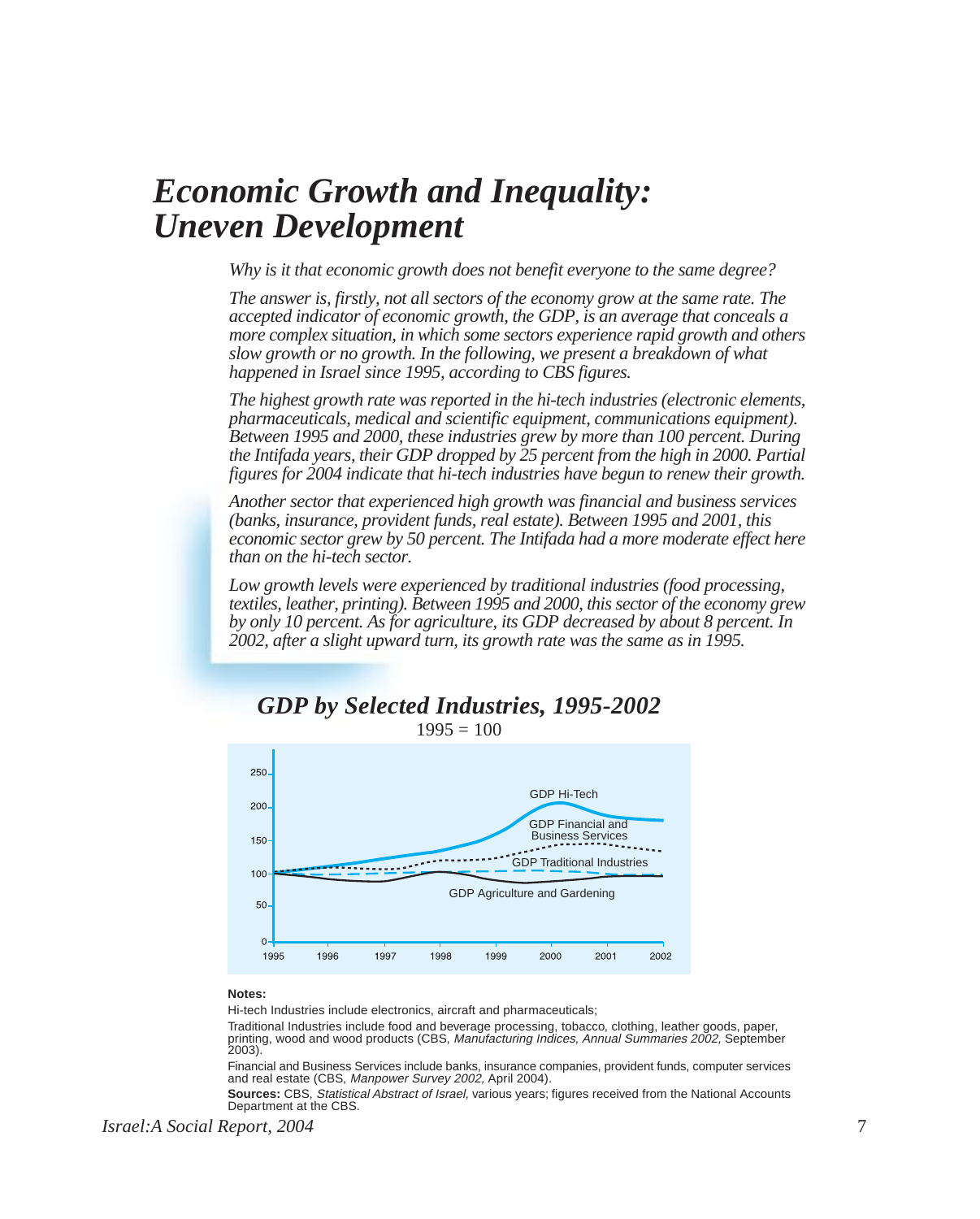# *Economic Growth and Inequality: Uneven Development*

*Why is it that economic growth does not benefit everyone to the same degree?*

*The answer is, firstly, not all sectors of the economy grow at the same rate. The accepted indicator of economic growth, the GDP, is an average that conceals a more complex situation, in which some sectors experience rapid growth and others slow growth or no growth. In the following, we present a breakdown of what happened in Israel since 1995, according to CBS figures.*

*The highest growth rate was reported in the hi-tech industries (electronic elements, pharmaceuticals, medical and scientific equipment, communications equipment). Between 1995 and 2000, these industries grew by more than 100 percent. During the Intifada years, their GDP dropped by 25 percent from the high in 2000. Partial figures for 2004 indicate that hi-tech industries have begun to renew their growth.*

*Another sector that experienced high growth was financial and business services (banks, insurance, provident funds, real estate). Between 1995 and 2001, this economic sector grew by 50 percent. The Intifada had a more moderate effect here than on the hi-tech sector.*

*Low growth levels were experienced by traditional industries (food processing, textiles, leather, printing). Between 1995 and 2000, this sector of the economy grew by only 10 percent. As for agriculture, its GDP decreased by about 8 percent. In 2002, after a slight upward turn, its growth rate was the same as in 1995.*

## *GDP by Selected Industries, 1995-2002*

1995 = 100

GDP Hi-Tech
GDP Financial and Business Services
GDP Traditional Industries
GDP Agriculture and Gardening

**Notes:**

Hi-tech Industries include electronics, aircraft and pharmaceuticals;

Traditional Industries include food and beverage processing, tobacco, clothing, leather goods, paper, printing, wood and wood products (CBS, *Manufacturing Indices, Annual Summaries 2002,* September 2003).

Financial and Business Services include banks, insurance companies, provident funds, computer services and real estate (CBS, *Manpower Survey 2002,* April 2004).

**Sources:** CBS, *Statistical Abstract of Israel,* various years; figures received from the National Accounts Department at the CBS.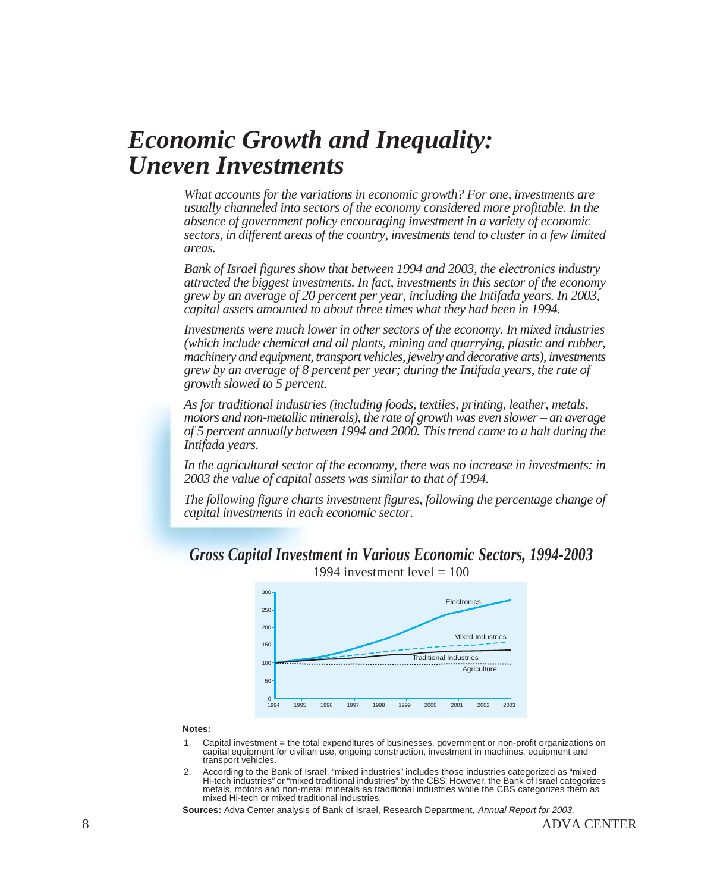# *Economic Growth and Inequality: Uneven Investments*

*What accounts for the variations in economic growth? For one, investments are usually channeled into sectors of the economy considered more profitable. In the absence of government policy encouraging investment in a variety of economic sectors, in different areas of the country, investments tend to cluster in a few limited areas.*

*Bank of Israel figures show that between 1994 and 2003, the electronics industry attracted the biggest investments. In fact, investments in this sector of the economy grew by an average of 20 percent per year, including the Intifada years. In 2003, capital assets amounted to about three times what they had been in 1994.*

*Investments were much lower in other sectors of the economy. In mixed industries (which include chemical and oil plants, mining and quarrying, plastic and rubber, machinery and equipment, transport vehicles, jewelry and decorative arts), investments grew by an average of 8 percent per year; during the Intifada years, the rate of growth slowed to 5 percent.*

*As for traditional industries (including foods, textiles, printing, leather, metals, motors and non-metallic minerals), the rate of growth was even slower – an average of 5 percent annually between 1994 and 2000. This trend came to a halt during the Intifada years.*

*In the agricultural sector of the economy, there was no increase in investments: in 2003 the value of capital assets was similar to that of 1994.*

*The following figure charts investment figures, following the percentage change of capital investments in each economic sector.*

## *Gross Capital Investment in Various Economic Sectors, 1994-2003*

1994 investment level = 100

**Notes:**

1. Capital investment = the total expenditures of businesses, government or non-profit organizations on capital equipment for civilian use, ongoing construction, investment in machines, equipment and transport vehicles.
2. According to the Bank of Israel, "mixed industries" includes those industries categorized as "mixed Hi-tech industries" or "mixed traditional industries" by the CBS. However, the Bank of Israel categorizes metals, motors and non-metal minerals as traditional industries while the CBS categorizes them as mixed Hi-tech or mixed traditional industries.

**Sources:** Adva Center analysis of Bank of Israel, Research Department, *Annual Report for 2003.*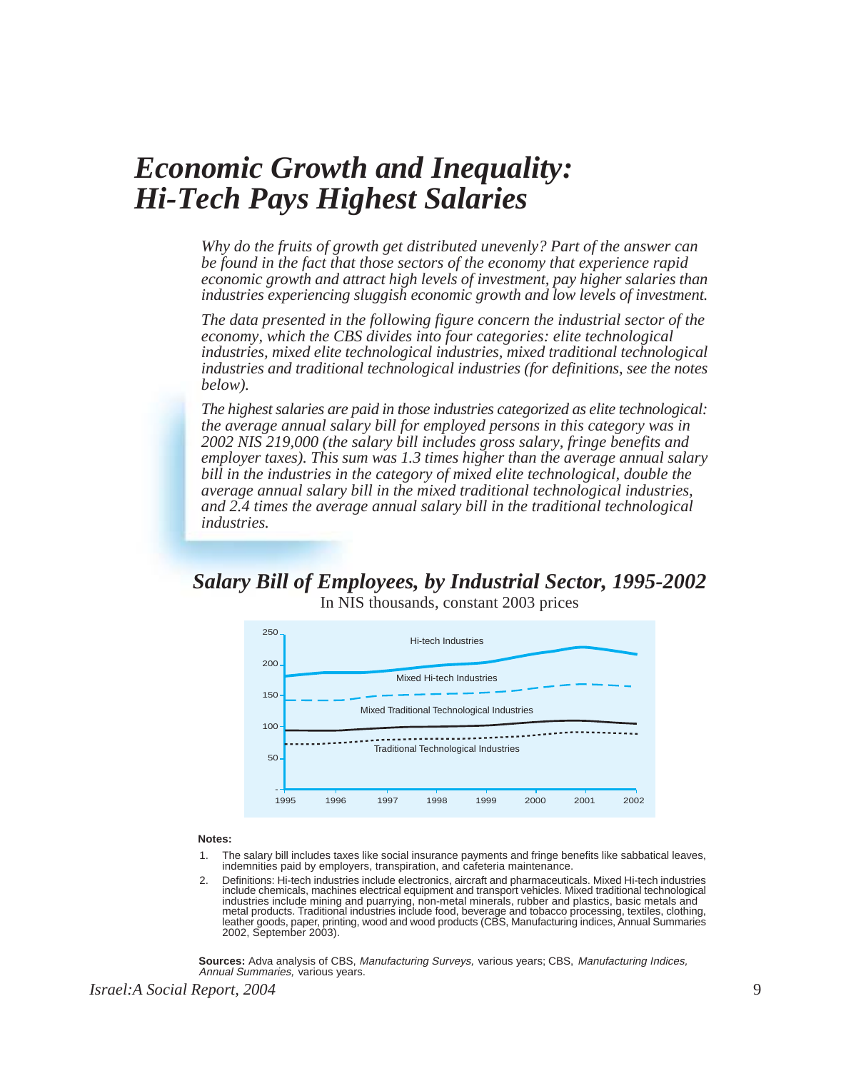# *Economic Growth and Inequality: Hi-Tech Pays Highest Salaries*

*Why do the fruits of growth get distributed unevenly? Part of the answer can be found in the fact that those sectors of the economy that experience rapid economic growth and attract high levels of investment, pay higher salaries than industries experiencing sluggish economic growth and low levels of investment.*

*The data presented in the following figure concern the industrial sector of the economy, which the CBS divides into four categories: elite technological industries, mixed elite technological industries, mixed traditional technological industries and traditional technological industries (for definitions, see the notes below).*

*The highest salaries are paid in those industries categorized as elite technological: the average annual salary bill for employed persons in this category was in 2002 NIS 219,000 (the salary bill includes gross salary, fringe benefits and employer taxes). This sum was 1.3 times higher than the average annual salary bill in the industries in the category of mixed elite technological, double the average annual salary bill in the mixed traditional technological industries, and 2.4 times the average annual salary bill in the traditional technological industries.*

## *Salary Bill of Employees, by Industrial Sector, 1995-2002*

In NIS thousands, constant 2003 prices

**Notes:**

1. The salary bill includes taxes like social insurance payments and fringe benefits like sabbatical leaves, indemnities paid by employers, transpiration, and cafeteria maintenance.
2. Definitions: Hi-tech industries include electronics, aircraft and pharmaceuticals. Mixed Hi-tech industries include chemicals, machines electrical equipment and transport vehicles. Mixed traditional technological industries include mining and puarrying, non-metal minerals, rubber and plastics, basic metals and metal products. Traditional industries include food, beverage and tobacco processing, textiles, clothing, leather goods, paper, printing, wood and wood products (CBS, Manufacturing indices, Annual Summaries 2002, September 2003).

**Sources:** Adva analysis of CBS, *Manufacturing Surveys,* various years; CBS, *Manufacturing Indices, Annual Summaries,* various years.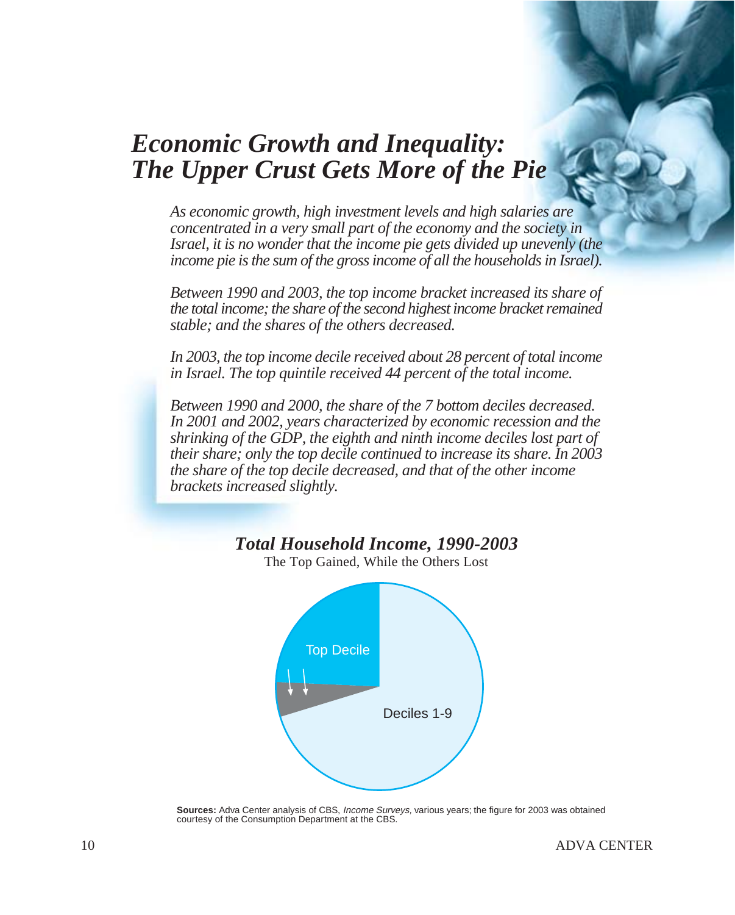# *Economic Growth and Inequality: The Upper Crust Gets More of the Pie*

*As economic growth, high investment levels and high salaries are concentrated in a very small part of the economy and the society in Israel, it is no wonder that the income pie gets divided up unevenly (the income pie is the sum of the gross income of all the households in Israel).*

*Between 1990 and 2003, the top income bracket increased its share of the total income; the share of the second highest income bracket remained stable; and the shares of the others decreased.*

*In 2003, the top income decile received about 28 percent of total income in Israel. The top quintile received 44 percent of the total income.*

*Between 1990 and 2000, the share of the 7 bottom deciles decreased. In 2001 and 2002, years characterized by economic recession and the shrinking of the GDP, the eighth and ninth income deciles lost part of their share; only the top decile continued to increase its share. In 2003 the share of the top decile decreased, and that of the other income brackets increased slightly.*

### *Total Household Income, 1990-2003*

The Top Gained, While the Others Lost

Top Decile

Deciles 1-9

**Sources:** Adva Center analysis of CBS, *Income Surveys,* various years; the figure for 2003 was obtained courtesy of the Consumption Department at the CBS.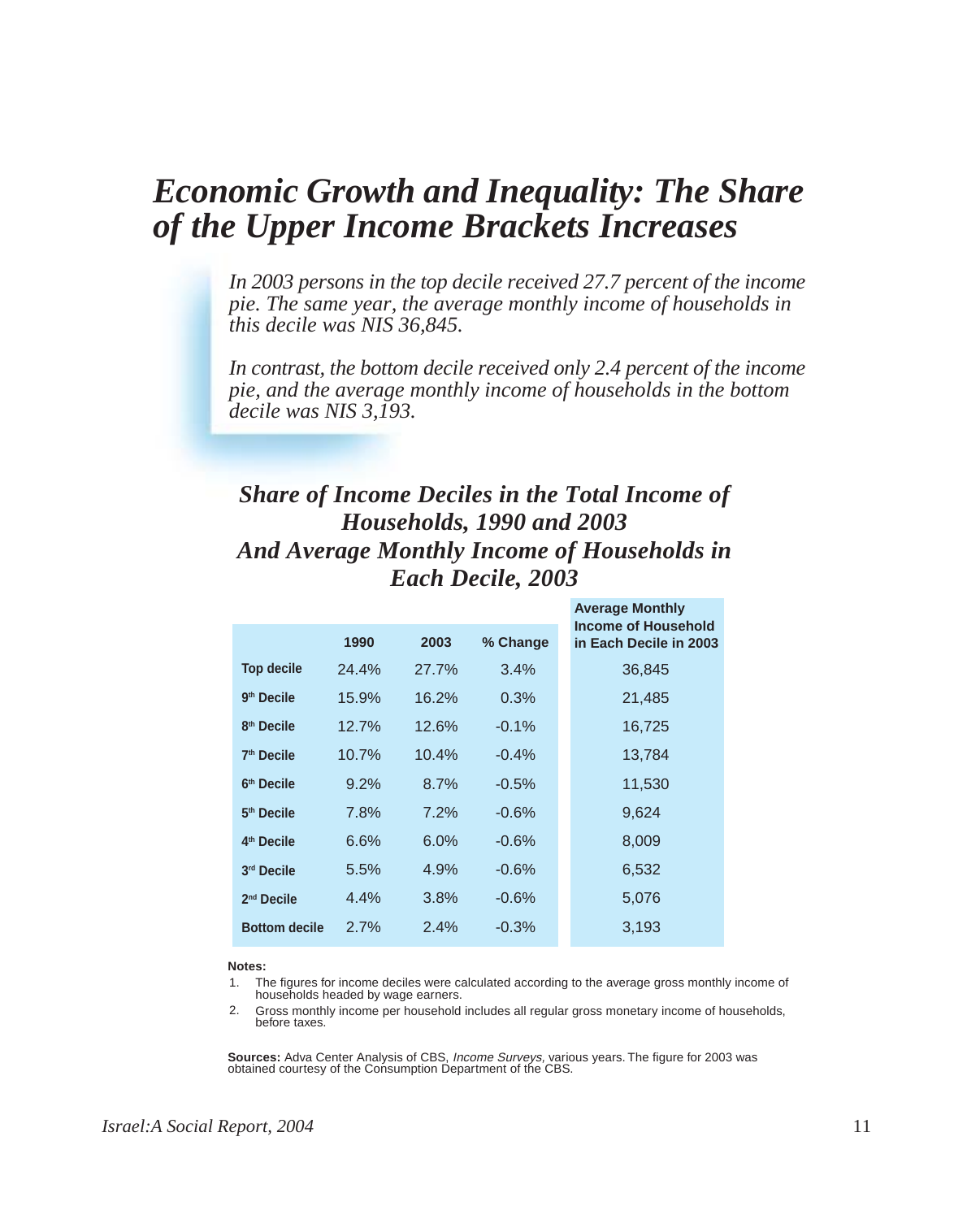# Economic Growth and Inequality: The Share of the Upper Income Brackets Increases

*In 2003 persons in the top decile received 27.7 percent of the income pie. The same year, the average monthly income of households in this decile was NIS 36,845.*

*In contrast, the bottom decile received only 2.4 percent of the income pie, and the average monthly income of households in the bottom decile was NIS 3,193.*

## Share of Income Deciles in the Total Income of Households, 1990 and 2003 And Average Monthly Income of Households in Each Decile, 2003

| | 1990 | 2003 | % Change | Average Monthly Income of Household in Each Decile in 2003 |
|---|---|---|---|---|
| **Top decile** | 24.4% | 27.7% | 3.4% | 36,845 |
| **9th Decile** | 15.9% | 16.2% | 0.3% | 21,485 |
| **8th Decile** | 12.7% | 12.6% | -0.1% | 16,725 |
| **7th Decile** | 10.7% | 10.4% | -0.4% | 13,784 |
| **6th Decile** | 9.2% | 8.7% | -0.5% | 11,530 |
| **5th Decile** | 7.8% | 7.2% | -0.6% | 9,624 |
| **4th Decile** | 6.6% | 6.0% | -0.6% | 8,009 |
| **3rd Decile** | 5.5% | 4.9% | -0.6% | 6,532 |
| **2nd Decile** | 4.4% | 3.8% | -0.6% | 5,076 |
| **Bottom decile** | 2.7% | 2.4% | -0.3% | 3,193 |

**Notes:**

1. The figures for income deciles were calculated according to the average gross monthly income of households headed by wage earners.
2. Gross monthly income per household includes all regular gross monetary income of households, before taxes.

**Sources:** Adva Center Analysis of CBS, *Income Surveys,* various years. The figure for 2003 was obtained courtesy of the Consumption Department of the CBS.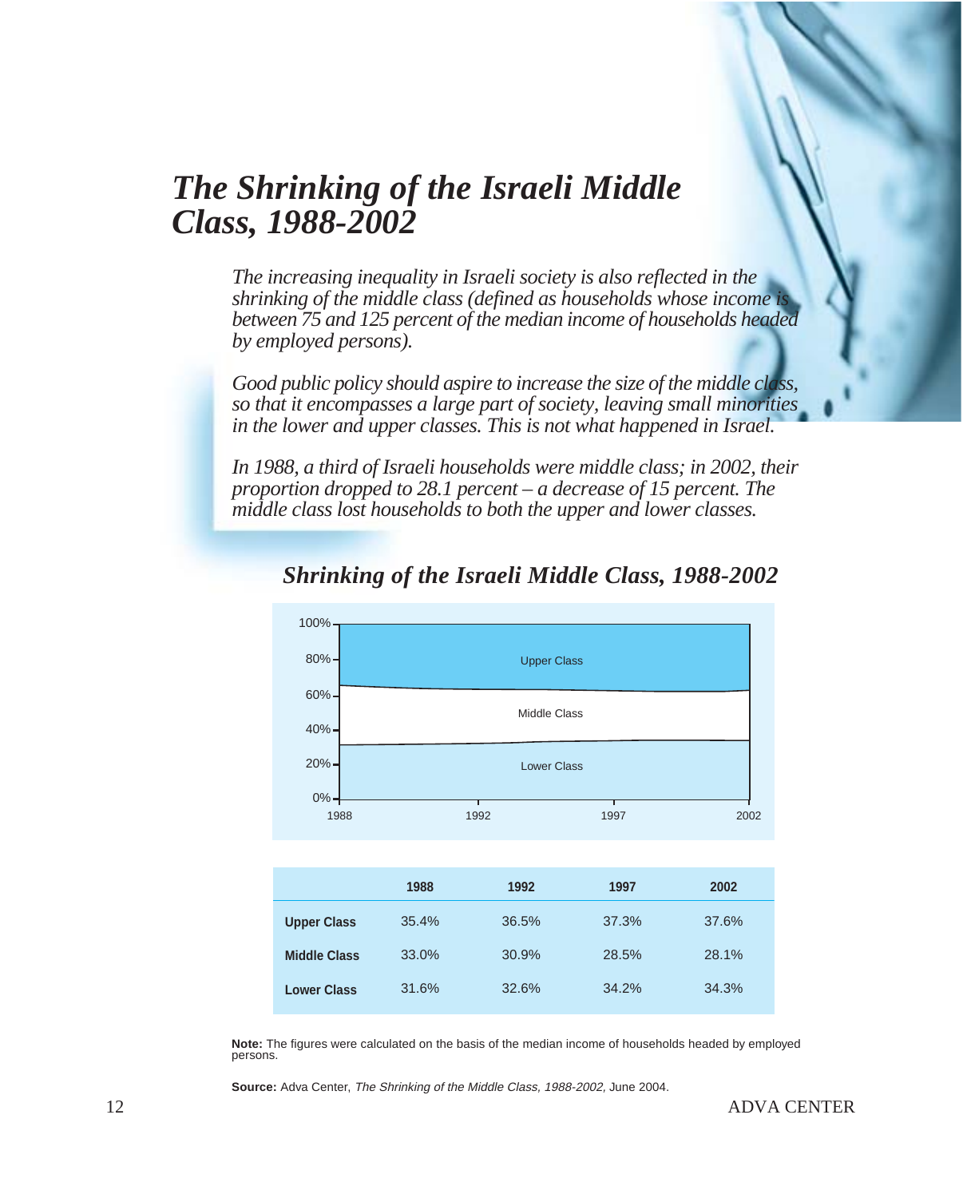# *The Shrinking of the Israeli Middle Class, 1988-2002*

*The increasing inequality in Israeli society is also reflected in the shrinking of the middle class (defined as households whose income is between 75 and 125 percent of the median income of households headed by employed persons).*

*Good public policy should aspire to increase the size of the middle class, so that it encompasses a large part of society, leaving small minorities in the lower and upper classes. This is not what happened in Israel.*

*In 1988, a third of Israeli households were middle class; in 2002, their proportion dropped to 28.1 percent – a decrease of 15 percent. The middle class lost households to both the upper and lower classes.*

## *Shrinking of the Israeli Middle Class, 1988-2002*

| | 1988 | 1992 | 1997 | 2002 |
|---|---|---|---|---|
| **Upper Class** | 35.4% | 36.5% | 37.3% | 37.6% |
| **Middle Class** | 33.0% | 30.9% | 28.5% | 28.1% |
| **Lower Class** | 31.6% | 32.6% | 34.2% | 34.3% |

**Note:** The figures were calculated on the basis of the median income of households headed by employed persons.

**Source:** Adva Center, *The Shrinking of the Middle Class, 1988-2002,* June 2004.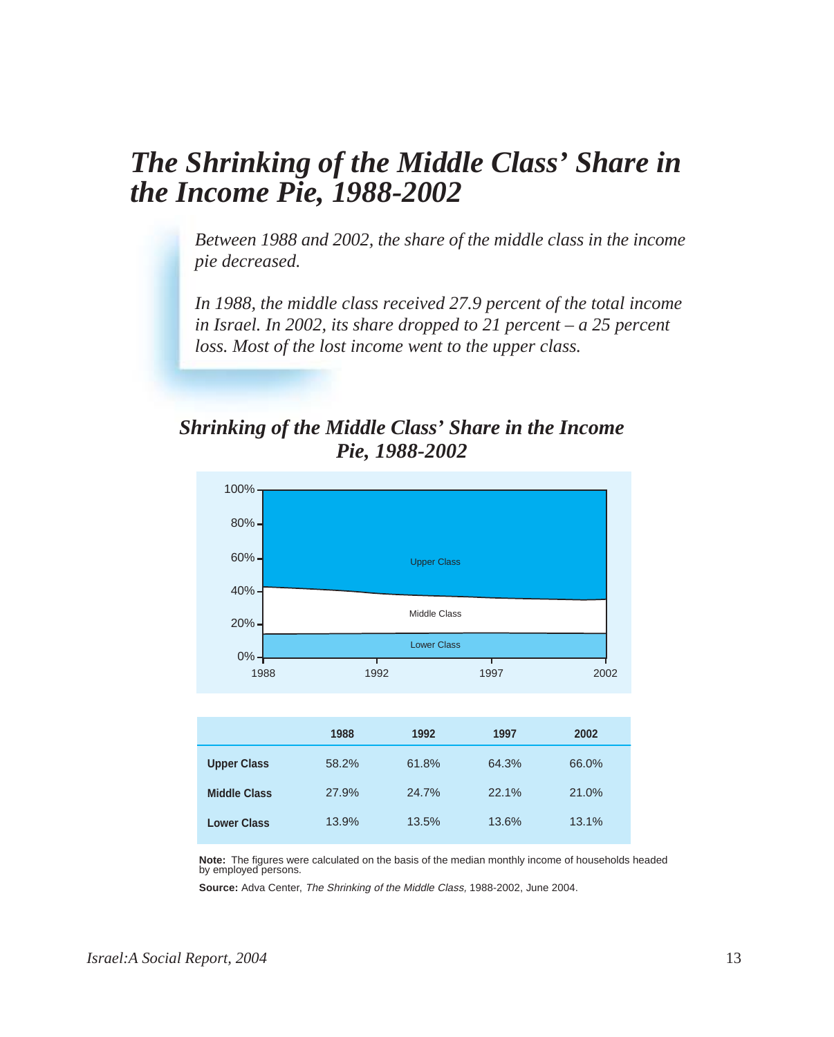# The Shrinking of the Middle Class' Share in the Income Pie, 1988-2002

*Between 1988 and 2002, the share of the middle class in the income pie decreased.*

*In 1988, the middle class received 27.9 percent of the total income in Israel. In 2002, its share dropped to 21 percent – a 25 percent loss. Most of the lost income went to the upper class.*

## *Shrinking of the Middle Class' Share in the Income Pie, 1988-2002*

| | 1988 | 1992 | 1997 | 2002 |
|---|---|---|---|---|
| **Upper Class** | 58.2% | 61.8% | 64.3% | 66.0% |
| **Middle Class** | 27.9% | 24.7% | 22.1% | 21.0% |
| **Lower Class** | 13.9% | 13.5% | 13.6% | 13.1% |

**Note:** The figures were calculated on the basis of the median monthly income of households headed by employed persons.

**Source:** Adva Center, *The Shrinking of the Middle Class,* 1988-2002, June 2004.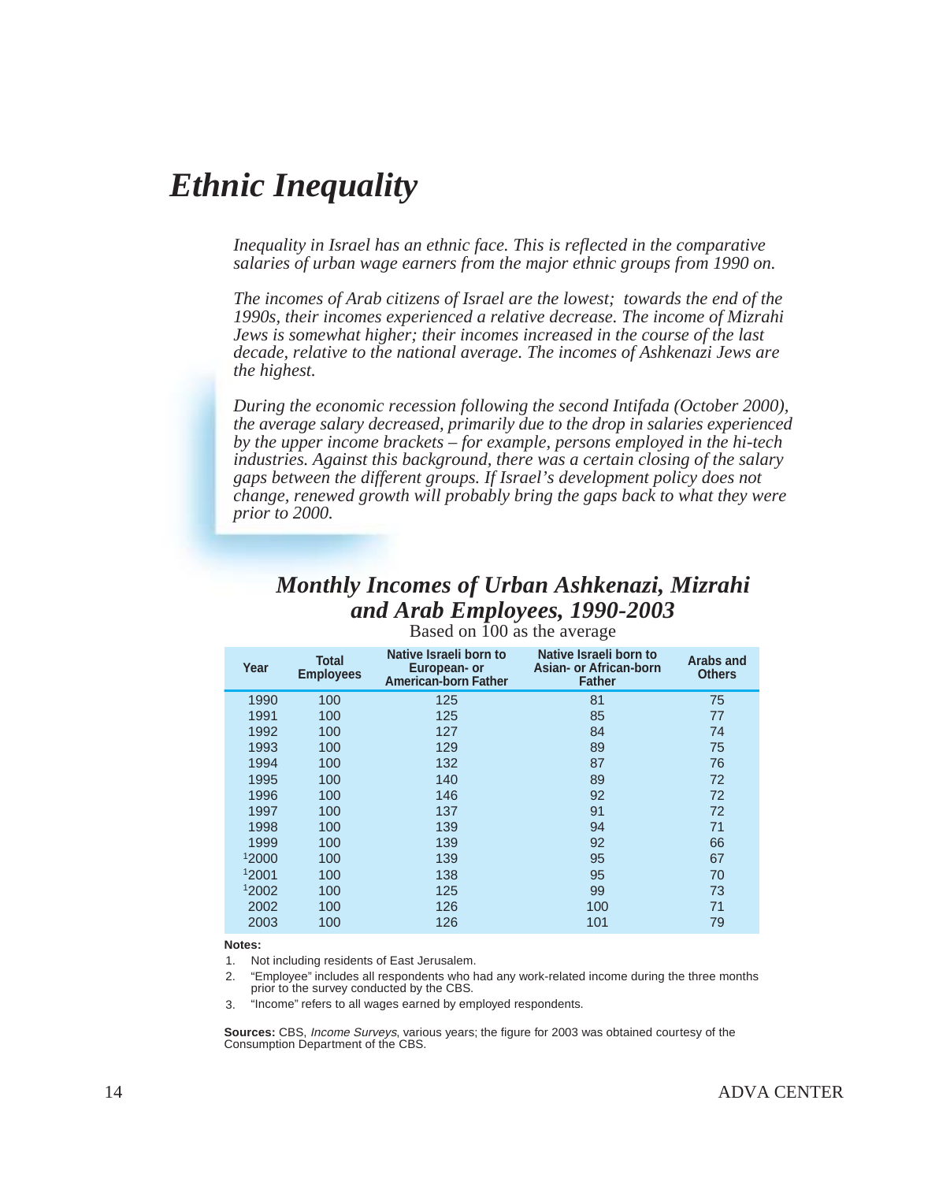# *Ethnic Inequality*

*Inequality in Israel has an ethnic face. This is reflected in the comparative salaries of urban wage earners from the major ethnic groups from 1990 on.*

*The incomes of Arab citizens of Israel are the lowest; towards the end of the 1990s, their incomes experienced a relative decrease. The income of Mizrahi Jews is somewhat higher; their incomes increased in the course of the last decade, relative to the national average. The incomes of Ashkenazi Jews are the highest.*

*During the economic recession following the second Intifada (October 2000), the average salary decreased, primarily due to the drop in salaries experienced by the upper income brackets – for example, persons employed in the hi-tech industries. Against this background, there was a certain closing of the salary gaps between the different groups. If Israel's development policy does not change, renewed growth will probably bring the gaps back to what they were prior to 2000.*

## *Monthly Incomes of Urban Ashkenazi, Mizrahi and Arab Employees, 1990-2003*

Based on 100 as the average

| Year | Total Employees | Native Israeli born to European- or American-born Father | Native Israeli born to Asian- or African-born Father | Arabs and Others |
|---|---|---|---|---|
| 1990 | 100 | 125 | 81 | 75 |
| 1991 | 100 | 125 | 85 | 77 |
| 1992 | 100 | 127 | 84 | 74 |
| 1993 | 100 | 129 | 89 | 75 |
| 1994 | 100 | 132 | 87 | 76 |
| 1995 | 100 | 140 | 89 | 72 |
| 1996 | 100 | 146 | 92 | 72 |
| 1997 | 100 | 137 | 91 | 72 |
| 1998 | 100 | 139 | 94 | 71 |
| 1999 | 100 | 139 | 92 | 66 |
| [1]2000 | 100 | 139 | 95 | 67 |
| [1]2001 | 100 | 138 | 95 | 70 |
| [1]2002 | 100 | 125 | 99 | 73 |
| 2002 | 100 | 126 | 100 | 71 |
| 2003 | 100 | 126 | 101 | 79 |

**Notes:**

1. Not including residents of East Jerusalem.
2. "Employee" includes all respondents who had any work-related income during the three months prior to the survey conducted by the CBS.
3. "Income" refers to all wages earned by employed respondents.

**Sources:** CBS, *Income Surveys*, various years; the figure for 2003 was obtained courtesy of the Consumption Department of the CBS.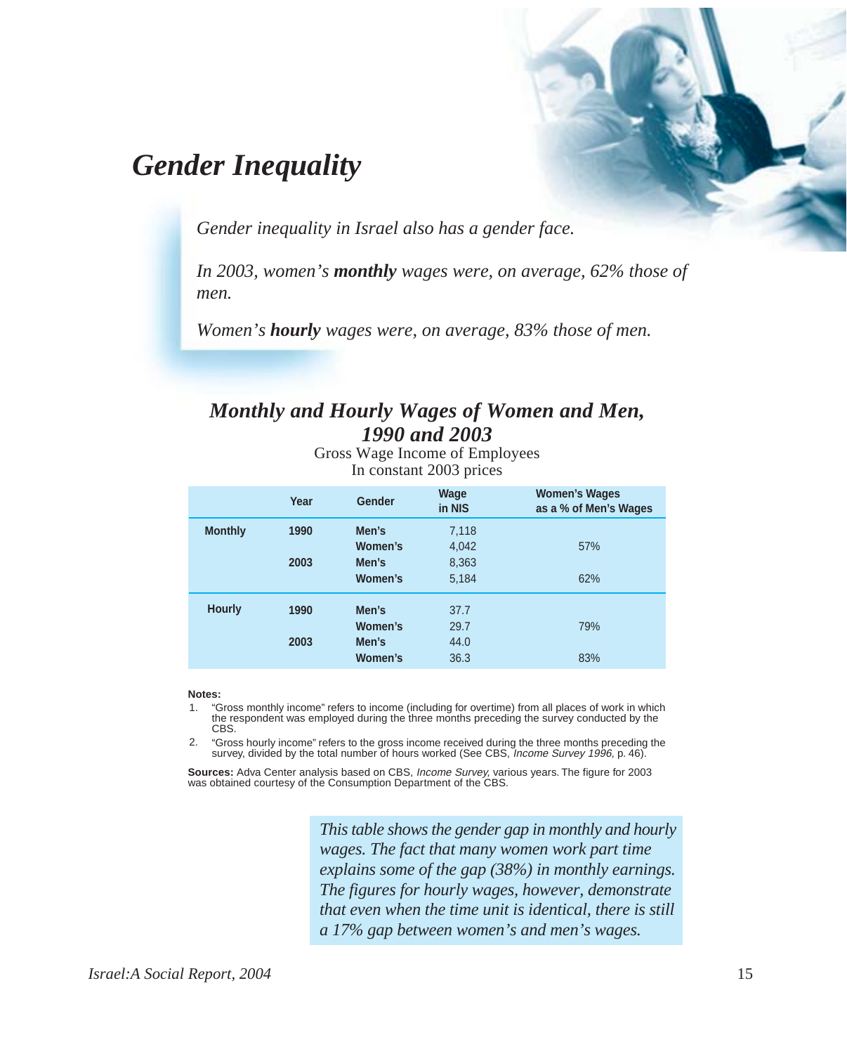# *Gender Inequality*

*Gender inequality in Israel also has a gender face.*

*In 2003, women's **monthly** wages were, on average, 62% those of men.*

*Women's **hourly** wages were, on average, 83% those of men.*

## *Monthly and Hourly Wages of Women and Men, 1990 and 2003*

Gross Wage Income of Employees
In constant 2003 prices

| | Year | Gender | Wage in NIS | Women's Wages as a % of Men's Wages |
|---|---|---|---|---|
| **Monthly** | **1990** | **Men's** | 7,118 | |
| | | **Women's** | 4,042 | 57% |
| | **2003** | **Men's** | 8,363 | |
| | | **Women's** | 5,184 | 62% |
| **Hourly** | **1990** | **Men's** | 37.7 | |
| | | **Women's** | 29.7 | 79% |
| | **2003** | **Men's** | 44.0 | |
| | | **Women's** | 36.3 | 83% |

**Notes:**

1. "Gross monthly income" refers to income (including for overtime) from all places of work in which the respondent was employed during the three months preceding the survey conducted by the CBS.
2. "Gross hourly income" refers to the gross income received during the three months preceding the survey, divided by the total number of hours worked (See CBS, *Income Survey 1996,* p. 46).

**Sources:** Adva Center analysis based on CBS, *Income Survey,* various years. The figure for 2003 was obtained courtesy of the Consumption Department of the CBS.

*This table shows the gender gap in monthly and hourly wages. The fact that many women work part time explains some of the gap (38%) in monthly earnings. The figures for hourly wages, however, demonstrate that even when the time unit is identical, there is still a 17% gap between women's and men's wages.*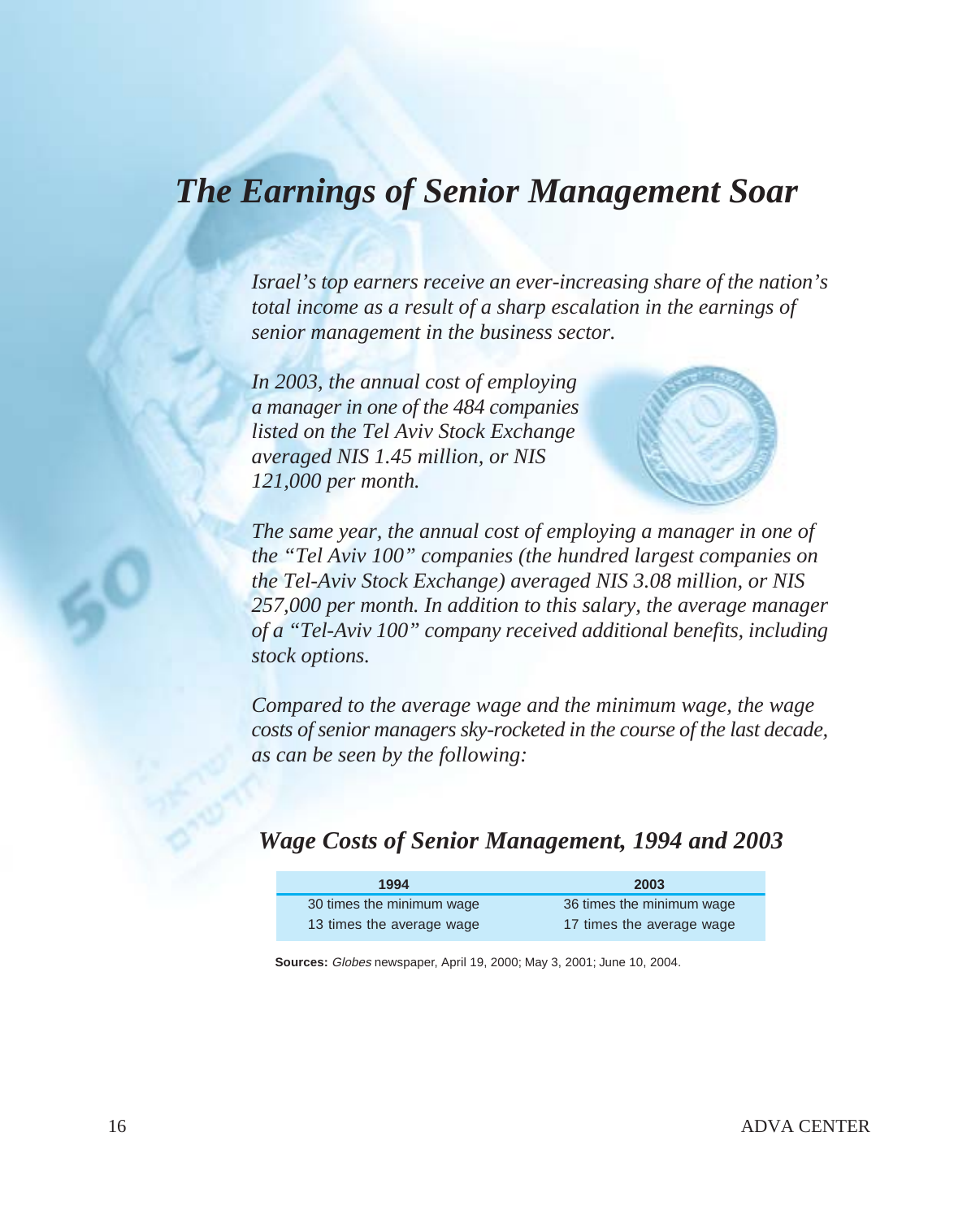# *The Earnings of Senior Management Soar*

*Israel's top earners receive an ever-increasing share of the nation's total income as a result of a sharp escalation in the earnings of senior management in the business sector.*

*In 2003, the annual cost of employing a manager in one of the 484 companies listed on the Tel Aviv Stock Exchange averaged NIS 1.45 million, or NIS 121,000 per month.*

*The same year, the annual cost of employing a manager in one of the "Tel Aviv 100" companies (the hundred largest companies on the Tel-Aviv Stock Exchange) averaged NIS 3.08 million, or NIS 257,000 per month. In addition to this salary, the average manager of a "Tel-Aviv 100" company received additional benefits, including stock options.*

*Compared to the average wage and the minimum wage, the wage costs of senior managers sky-rocketed in the course of the last decade, as can be seen by the following:*

## *Wage Costs of Senior Management, 1994 and 2003*

| 1994 | 2003 |
|---|---|
| 30 times the minimum wage | 36 times the minimum wage |
| 13 times the average wage | 17 times the average wage |

**Sources:** *Globes* newspaper, April 19, 2000; May 3, 2001; June 10, 2004.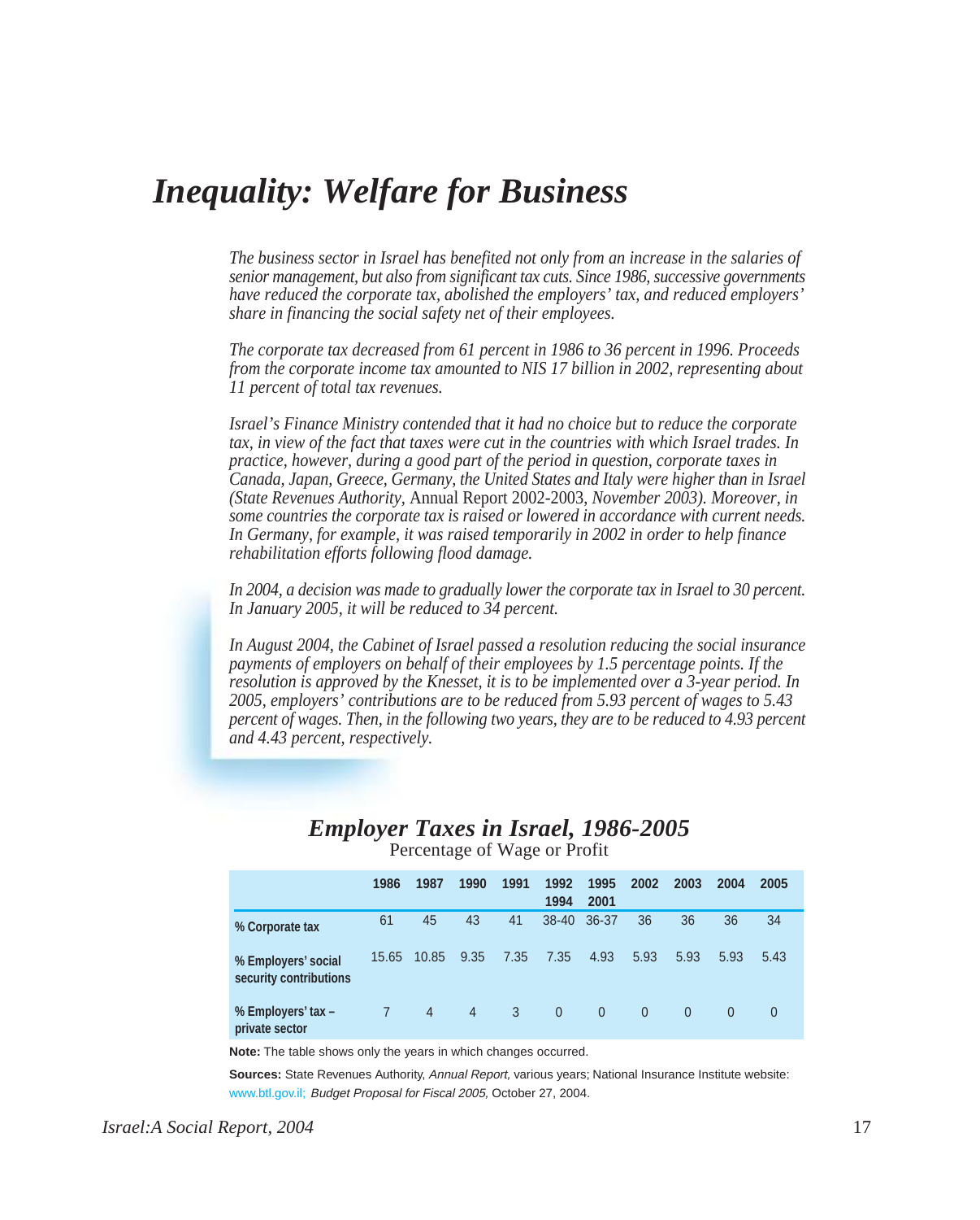# *Inequality: Welfare for Business*

*The business sector in Israel has benefited not only from an increase in the salaries of senior management, but also from significant tax cuts. Since 1986, successive governments have reduced the corporate tax, abolished the employers' tax, and reduced employers' share in financing the social safety net of their employees.*

*The corporate tax decreased from 61 percent in 1986 to 36 percent in 1996. Proceeds from the corporate income tax amounted to NIS 17 billion in 2002, representing about 11 percent of total tax revenues.*

*Israel's Finance Ministry contended that it had no choice but to reduce the corporate tax, in view of the fact that taxes were cut in the countries with which Israel trades. In practice, however, during a good part of the period in question, corporate taxes in Canada, Japan, Greece, Germany, the United States and Italy were higher than in Israel (State Revenues Authority,* Annual Report 2002-2003, *November 2003). Moreover, in some countries the corporate tax is raised or lowered in accordance with current needs. In Germany, for example, it was raised temporarily in 2002 in order to help finance rehabilitation efforts following flood damage.*

*In 2004, a decision was made to gradually lower the corporate tax in Israel to 30 percent. In January 2005, it will be reduced to 34 percent.*

*In August 2004, the Cabinet of Israel passed a resolution reducing the social insurance payments of employers on behalf of their employees by 1.5 percentage points. If the resolution is approved by the Knesset, it is to be implemented over a 3-year period. In 2005, employers' contributions are to be reduced from 5.93 percent of wages to 5.43 percent of wages. Then, in the following two years, they are to be reduced to 4.93 percent and 4.43 percent, respectively.*

## *Employer Taxes in Israel, 1986-2005*

Percentage of Wage or Profit

| | 1986 | 1987 | 1990 | 1991 | 1992 1994 | 1995 2001 | 2002 | 2003 | 2004 | 2005 |
|---|---|---|---|---|---|---|---|---|---|---|
| % Corporate tax | 61 | 45 | 43 | 41 | 38-40 | 36-37 | 36 | 36 | 36 | 34 |
| % Employers' social security contributions | 15.65 | 10.85 | 9.35 | 7.35 | 7.35 | 4.93 | 5.93 | 5.93 | 5.93 | 5.43 |
| % Employers' tax – private sector | 7 | 4 | 4 | 3 | 0 | 0 | 0 | 0 | 0 | 0 |

**Note:** The table shows only the years in which changes occurred.

**Sources:** State Revenues Authority, *Annual Report,* various years; National Insurance Institute website: www.btl.gov.il; *Budget Proposal for Fiscal 2005,* October 27, 2004.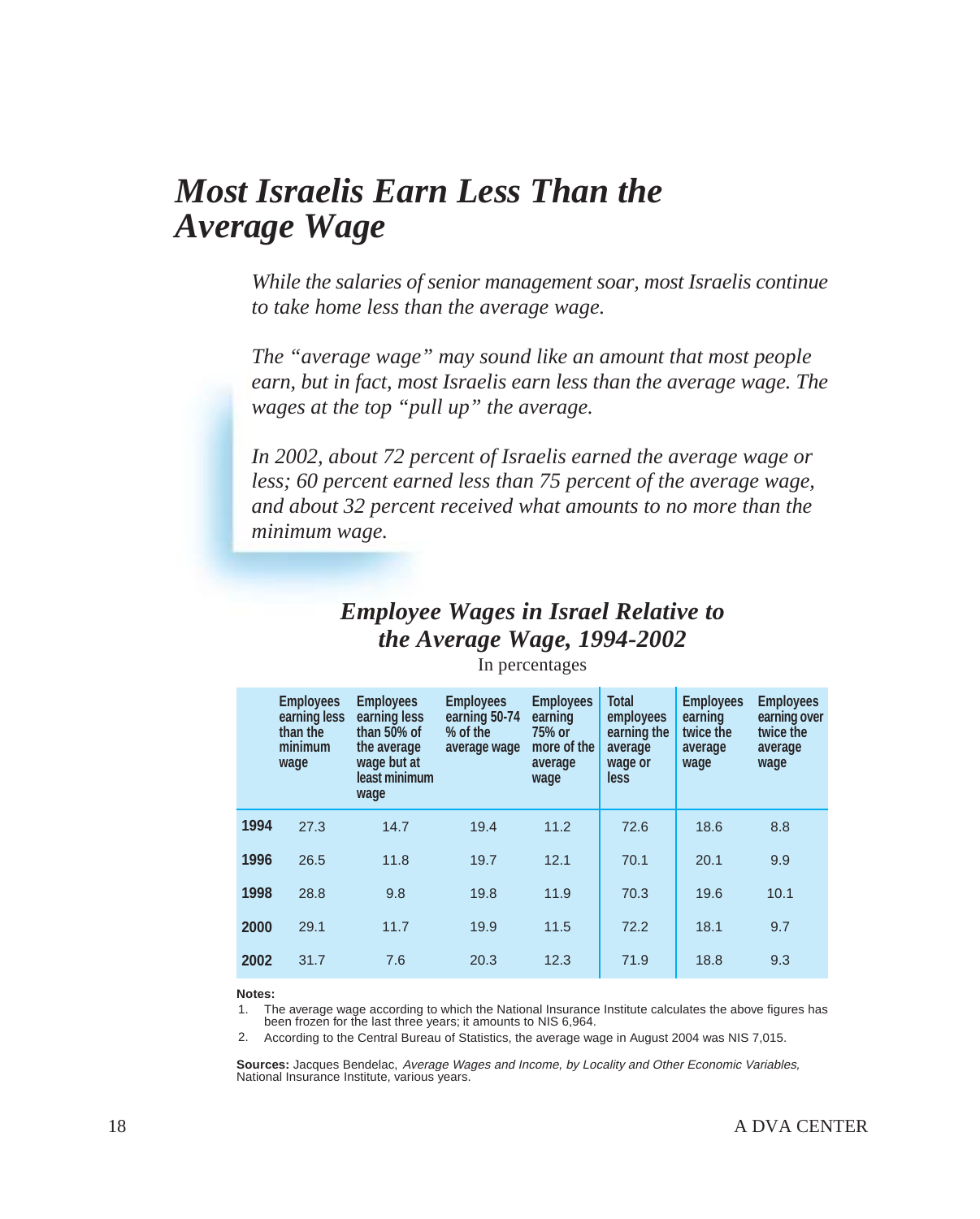# *Most Israelis Earn Less Than the Average Wage*

*While the salaries of senior management soar, most Israelis continue to take home less than the average wage.*

*The "average wage" may sound like an amount that most people earn, but in fact, most Israelis earn less than the average wage. The wages at the top "pull up" the average.*

*In 2002, about 72 percent of Israelis earned the average wage or less; 60 percent earned less than 75 percent of the average wage, and about 32 percent received what amounts to no more than the minimum wage.*

## *Employee Wages in Israel Relative to the Average Wage, 1994-2002*

In percentages

| | Employees earning less than the minimum wage | Employees earning less than 50% of the average wage but at least minimum wage | Employees earning 50-74 % of the average wage | Employees earning 75% or more of the average wage | Total employees earning the average wage or less | Employees earning twice the average wage | Employees earning over twice the average wage |
|---|---|---|---|---|---|---|---|
| **1994** | 27.3 | 14.7 | 19.4 | 11.2 | 72.6 | 18.6 | 8.8 |
| **1996** | 26.5 | 11.8 | 19.7 | 12.1 | 70.1 | 20.1 | 9.9 |
| **1998** | 28.8 | 9.8 | 19.8 | 11.9 | 70.3 | 19.6 | 10.1 |
| **2000** | 29.1 | 11.7 | 19.9 | 11.5 | 72.2 | 18.1 | 9.7 |
| **2002** | 31.7 | 7.6 | 20.3 | 12.3 | 71.9 | 18.8 | 9.3 |

**Notes:**

1. The average wage according to which the National Insurance Institute calculates the above figures has been frozen for the last three years; it amounts to NIS 6,964.
2. According to the Central Bureau of Statistics, the average wage in August 2004 was NIS 7,015.

**Sources:** Jacques Bendelac, *Average Wages and Income, by Locality and Other Economic Variables,* National Insurance Institute, various years.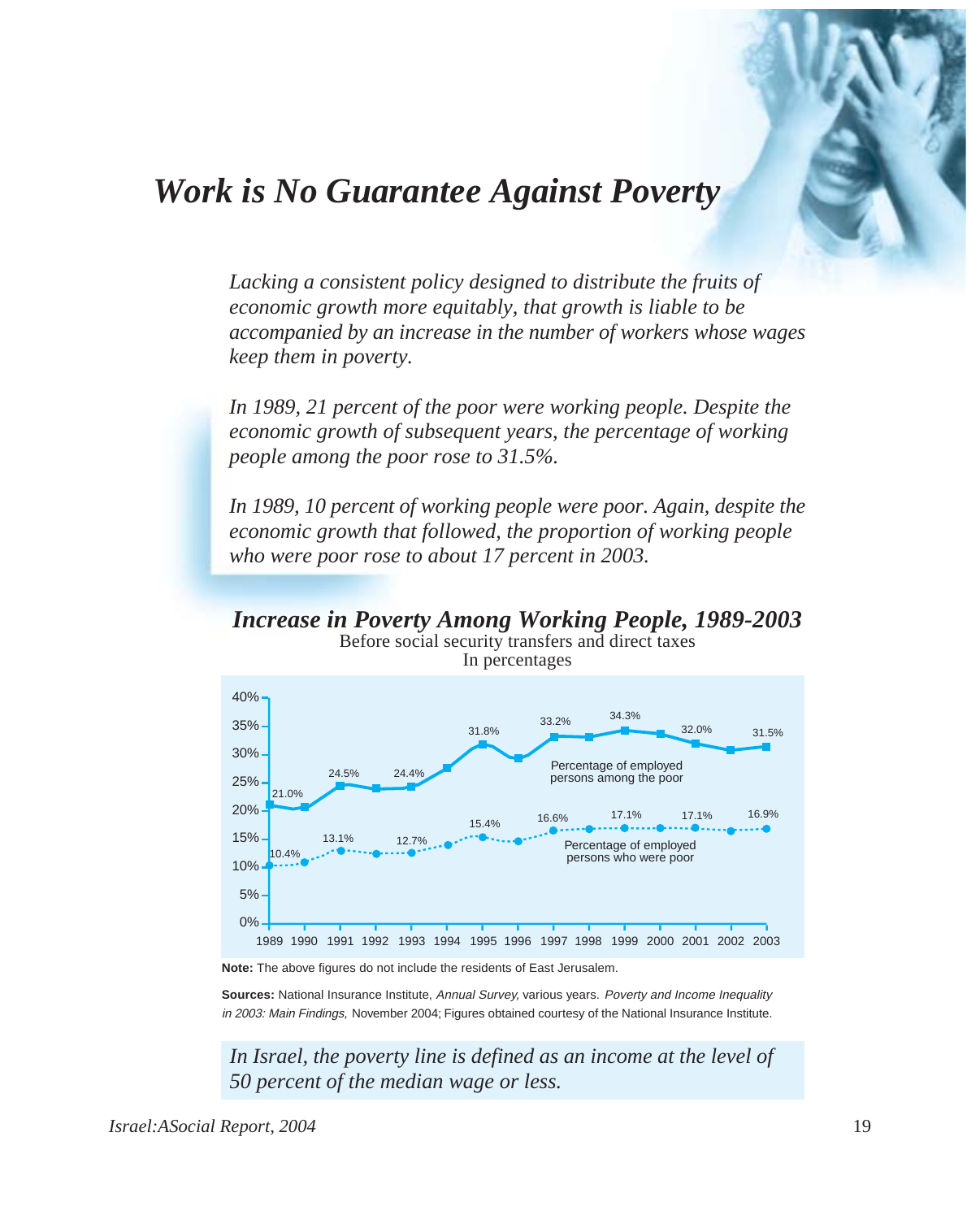# *Work is No Guarantee Against Poverty*

*Lacking a consistent policy designed to distribute the fruits of economic growth more equitably, that growth is liable to be accompanied by an increase in the number of workers whose wages keep them in poverty.*

*In 1989, 21 percent of the poor were working people. Despite the economic growth of subsequent years, the percentage of working people among the poor rose to 31.5%.*

*In 1989, 10 percent of working people were poor. Again, despite the economic growth that followed, the proportion of working people who were poor rose to about 17 percent in 2003.*

## *Increase in Poverty Among Working People, 1989-2003*

Before social security transfers and direct taxes
In percentages

| Year | Percentage of employed persons among the poor | Percentage of employed persons who were poor |
|---|---|---|
| 1989 | 21.0% | 10.4% |
| 1990 | | |
| 1991 | 24.5% | 13.1% |
| 1992 | | |
| 1993 | 24.4% | 12.7% |
| 1994 | | |
| 1995 | 31.8% | 15.4% |
| 1996 | | |
| 1997 | 33.2% | 16.6% |
| 1998 | | |
| 1999 | 34.3% | 17.1% |
| 2000 | | |
| 2001 | 32.0% | 17.1% |
| 2002 | | |
| 2003 | 31.5% | 16.9% |

**Note:** The above figures do not include the residents of East Jerusalem.

**Sources:** National Insurance Institute, *Annual Survey,* various years. *Poverty and Income Inequality in 2003: Main Findings,* November 2004; Figures obtained courtesy of the National Insurance Institute.

*In Israel, the poverty line is defined as an income at the level of 50 percent of the median wage or less.*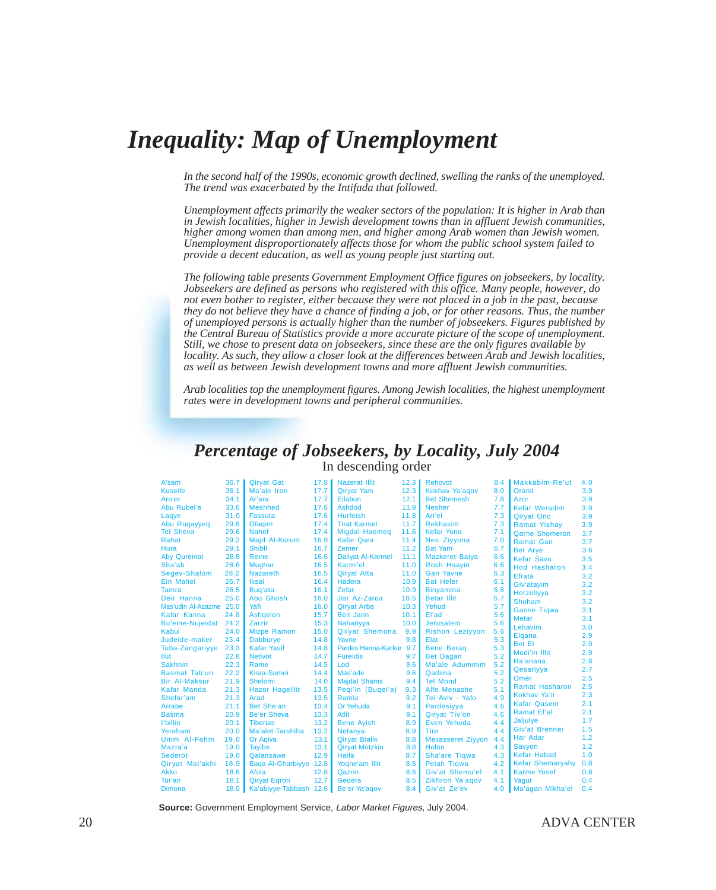# Inequality: Map of Unemployment

*In the second half of the 1990s, economic growth declined, swelling the ranks of the unemployed. The trend was exacerbated by the Intifada that followed.*

*Unemployment affects primarily the weaker sectors of the population: It is higher in Arab than in Jewish localities, higher in Jewish development towns than in affluent Jewish communities, higher among women than among men, and higher among Arab women than Jewish women. Unemployment disproportionately affects those for whom the public school system failed to provide a decent education, as well as young people just starting out.*

*The following table presents Government Employment Office figures on jobseekers, by locality. Jobseekers are defined as persons who registered with this office. Many people, however, do not even bother to register, either because they were not placed in a job in the past, because they do not believe they have a chance of finding a job, or for other reasons. Thus, the number of unemployed persons is actually higher than the number of jobseekers. Figures published by the Central Bureau of Statistics provide a more accurate picture of the scope of unemployment. Still, we chose to present data on jobseekers, since these are the only figures available by locality. As such, they allow a closer look at the differences between Arab and Jewish localities, as well as between Jewish development towns and more affluent Jewish communities.*

*Arab localities top the unemployment figures. Among Jewish localities, the highest unemployment rates were in development towns and peripheral communities.*

## Percentage of Jobseekers, by Locality, July 2004

In descending order

| Locality | % | Locality | % | Locality | % | Locality | % | Locality | % |
|---|---|---|---|---|---|---|---|---|---|
| A'sam | 36.7 | Qiryat Gat | 17.8 | Nazerat Illit | 12.3 | Rehovot | 8.4 | Makkabim-Re'ut | 4.0 |
| Kuseife | 36.1 | Ma'ale Iron | 17.7 | Qiryat Yam | 12.3 | Kokhav Ya'aqov | 8.0 | Oranit | 3.9 |
| Aro'er | 34.1 | Ar'ara | 17.7 | Eilabun | 12.1 | Bet Shemesh | 7.8 | Azor | 3.9 |
| Abu Rubei'a | 33.6 | Meshhed | 17.6 | Ashdod | 11.9 | Nesher | 7.7 | Kefar Weradim | 3.9 |
| Laqye | 31.0 | Fassuta | 17.6 | Hurfeish | 11.8 | Ari'el | 7.3 | Qiryat Ono | 3.9 |
| Abu Ruqayyeq | 29.8 | Ofaqim | 17.4 | Tirat Karmel | 11.7 | Rekhasim | 7.3 | Ramat Yishay | 3.9 |
| Tel Sheva | 29.6 | Nahef | 17.4 | Migdal Haemeq | 11.6 | Kefar Yona | 7.1 | Qarne Shomeron | 3.7 |
| Rahat | 29.2 | Majd Al-Kurum | 16.9 | Kafar Qara | 11.4 | Nes Ziyyona | 7.0 | Ramat Gan | 3.7 |
| Hura | 29.1 | Shibli | 16.7 | Zemer | 11.2 | Bat Yam | 6.7 | Bet Arye | 3.6 |
| Aby Qureinat | 28.8 | Reine | 16.6 | Daliyat Al-Karmel | 11.1 | Mazkeret Batya | 6.6 | Kefar Sava | 3.5 |
| Sha'ab | 28.6 | Mughar | 16.5 | Karmi'el | 11.0 | Rosh Haayin | 6.6 | Hod Hasharon | 3.4 |
| Segev-Shalom | 28.2 | Nazareth | 16.5 | Qiryat Atta | 11.0 | Gan Yavne | 6.3 | Efrata | 3.2 |
| Ein Mahel | 26.7 | Iksal | 16.4 | Hadera | 10.9 | Bat Hefer | 6.1 | Giv'atayim | 3.2 |
| Tamra | 26.5 | Buq'ata | 16.1 | Zefat | 10.9 | Binyamina | 5.8 | Herzeliyya | 3.2 |
| Deir Hanna | 25.0 | Abu Ghosh | 16.0 | Jisr Az-Zarqa | 10.5 | Betar Illit | 5.7 | Shoham | 3.2 |
| Mas'udin Al-Azazme | 25.0 | Yafi | 16.0 | Qiryat Arba | 10.3 | Yehud | 5.7 | Ganne Tiqwa | 3.1 |
| Kafar Kanna | 24.8 | Ashqelon | 15.7 | Beit Jann | 10.1 | El'ad | 5.6 | Metar | 3.1 |
| Bu'eine-Nujeidat | 24.2 | Zarzir | 15.3 | Nahariyya | 10.0 | Jerusalem | 5.6 | Lehavim | 3.0 |
| Kabul | 24.0 | Mizpe Ramon | 15.0 | Qiryat Shemona | 9.9 | Rishon Leziyyon | 5.6 | Elqana | 2.9 |
| Judeide-maker | 23.4 | Dabburye | 14.8 | Yavne | 9.8 | Elat | 5.3 | Bet El | 2.9 |
| Tuba-Zangariyye | 23.3 | Kafar Yasif | 14.8 | Pardes Hanna-Karkur | 9.7 | Bene Beraq | 5.3 | Modi'in Illit | 2.9 |
| Ilut | 22.8 | Netivot | 14.7 | Fureidis | 9.7 | Bet Dagan | 5.2 | Ra'anana | 2.8 |
| Sakhnin | 22.3 | Rame | 14.5 | Lod | 9.6 | Ma'ale Adummim | 5.2 | Qesariyya | 2.7 |
| Basmat Tab'un | 22.2 | Kisra-Sumei | 14.4 | Mas'ade | 9.6 | Qadima | 5.2 | Omer | 2.5 |
| Bir Al-Maksur | 21.9 | Shelomi | 14.0 | Majdal Shams | 9.4 | Tel Mond | 5.2 | Ramat Hasharon | 2.5 |
| Kafar Manda | 21.3 | Hazor Hagelilit | 13.5 | Peqi'in (Buqei'a) | 9.3 | Alfe Menashe | 5.1 | Kokhav Ya'ir | 2.3 |
| Shefar'am | 21.3 | Arad | 13.5 | Ramla | 9.2 | Tel Aviv - Yafo | 4.9 | Kafar Qasem | 2.1 |
| Arrabe | 21.1 | Bet She'an | 13.4 | Or Yehuda | 9.1 | Pardesiyya | 4.6 | Ramat Ef'al | 2.1 |
| Basma | 20.9 | Be'er Sheva | 13.3 | Atlit | 9.1 | Qiryat Tiv'on | 4.6 | Jaljulye | 1.7 |
| I'billin | 20.1 | Tiberias | 13.2 | Bene Ayish | 8.9 | Even Yehuda | 4.4 | Giv'at Brenner | 1.5 |
| Yeroham | 20.0 | Ma'alot-Tarshiha | 13.2 | Netanya | 8.9 | Tire | 4.4 | Har Adar | 1.2 |
| Umm Al-Fahm | 19.0 | Or Aqiva | 13.1 | Qiryat Bialik | 8.8 | Mevasseret Ziyyon | 4.4 | Savyon | 1.2 |
| Mazra'a | 19.0 | Tayibe | 13.1 | Qiryat Motzkin | 8.8 | Holon | 4.3 | Kefar Habad | 1.0 |
| Sederot | 19.0 | Qalansawe | 12.9 | Haifa | 8.7 | Sha'are Tiqwa | 4.3 | Kefar Shemaryahy | 0.8 |
| Qiryat Mal'akhi | 18.9 | Baqa Al-Gharbiyye | 12.8 | Yoqne'am Illit | 8.6 | Petah Tiqwa | 4.2 | Karme Yosef | 0.8 |
| Akko | 18.6 | Afula | 12.8 | Qazrin | 8.6 | Giv'at Shemu'el | 4.1 | Yagur | 0.4 |
| Tur'an | 18.1 | Qiryat Eqron | 12.7 | Gedera | 8.5 | Zikhron Ya'aqov | 4.1 | Ma'agan Mikha'el | 0.4 |
| Dimona | 18.0 | Ka'abiyye-Tabbash | 12.6 | Be'er Ya'aqov | 8.4 | Giv'at Ze'ev | 4.0 | | |

**Source:** Government Employment Service, *Labor Market Figures,* July 2004.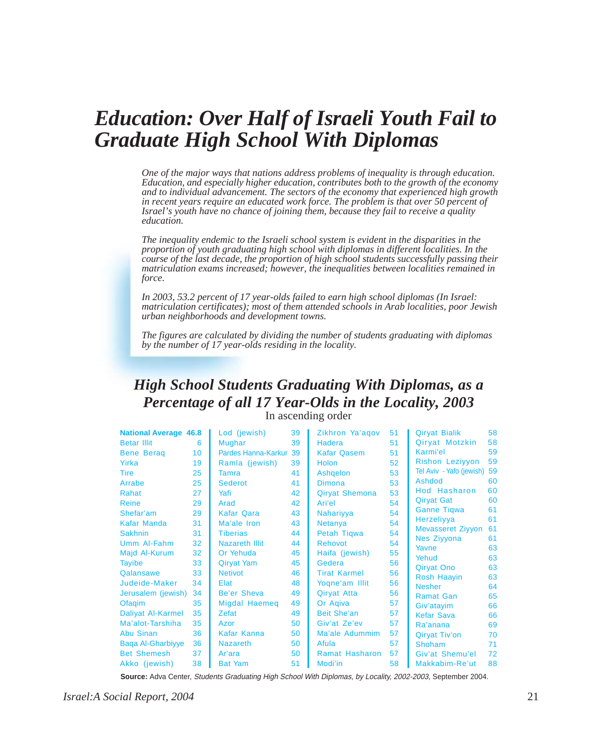# Education: Over Half of Israeli Youth Fail to Graduate High School With Diplomas

*One of the major ways that nations address problems of inequality is through education. Education, and especially higher education, contributes both to the growth of the economy and to individual advancement. The sectors of the economy that experienced high growth in recent years require an educated work force. The problem is that over 50 percent of Israel's youth have no chance of joining them, because they fail to receive a quality education.*

*The inequality endemic to the Israeli school system is evident in the disparities in the proportion of youth graduating high school with diplomas in different localities. In the course of the last decade, the proportion of high school students successfully passing their matriculation exams increased; however, the inequalities between localities remained in force.*

*In 2003, 53.2 percent of 17 year-olds failed to earn high school diplomas (In Israel: matriculation certificates); most of them attended schools in Arab localities, poor Jewish urban neighborhoods and development towns.*

*The figures are calculated by dividing the number of students graduating with diplomas by the number of 17 year-olds residing in the locality.*

## High School Students Graduating With Diplomas, as a Percentage of all 17 Year-Olds in the Locality, 2003

In ascending order

| Locality | % | Locality | % | Locality | % | Locality | % |
|---|---|---|---|---|---|---|---|
| **National Average** | **46.8** | Lod (jewish) | 39 | Zikhron Ya'aqov | 51 | Qiryat Bialik | 58 |
| Betar Illit | 6 | Mughar | 39 | Hadera | 51 | Qiryat Motzkin | 58 |
| Bene Beraq | 10 | Pardes Hanna-Karkur | 39 | Kafar Qasem | 51 | Karmi'el | 59 |
| Yirka | 19 | Ramla (jewish) | 39 | Holon | 52 | Rishon Leziyyon | 59 |
| Tire | 25 | Tamra | 41 | Ashqelon | 53 | Tel Aviv - Yafo (jewish) | 59 |
| Arrabe | 25 | Sederot | 41 | Dimona | 53 | Ashdod | 60 |
| Rahat | 27 | Yafi | 42 | Qiryat Shemona | 53 | Hod Hasharon | 60 |
| Reine | 29 | Arad | 42 | Ari'el | 54 | Qiryat Gat | 60 |
| Shefar'am | 29 | Kafar Qara | 43 | Nahariyya | 54 | Ganne Tiqwa | 61 |
| Kafar Manda | 31 | Ma'ale Iron | 43 | Netanya | 54 | Herzeliyya | 61 |
| Sakhnin | 31 | Tiberias | 44 | Petah Tiqwa | 54 | Mevasseret Ziyyon | 61 |
| Umm Al-Fahm | 32 | Nazareth Illit | 44 | Rehovot | 54 | Nes Ziyyona | 61 |
| Majd Al-Kurum | 32 | Or Yehuda | 45 | Haifa (jewish) | 55 | Yavne | 63 |
| Tayibe | 33 | Qiryat Yam | 45 | Gedera | 56 | Yehud | 63 |
| Qalansawe | 33 | Netivot | 46 | Tirat Karmel | 56 | Qiryat Ono | 63 |
| Judeide-Maker | 34 | Elat | 48 | Yoqne'am Illit | 56 | Rosh Haayin | 63 |
| Jerusalem (jewish) | 34 | Be'er Sheva | 49 | Qiryat Atta | 56 | Nesher | 64 |
| Ofaqim | 35 | Migdal Haemeq | 49 | Or Aqiva | 57 | Ramat Gan | 65 |
| Daliyat Al-Karmel | 35 | Zefat | 49 | Beit She'an | 57 | Giv'atayim | 66 |
| Ma'alot-Tarshiha | 35 | Azor | 50 | Giv'at Ze'ev | 57 | Kefar Sava | 66 |
| Abu Sinan | 36 | Kafar Kanna | 50 | Ma'ale Adummim | 57 | Ra'anana | 69 |
| Baqa Al-Gharbiyye | 36 | Nazareth | 50 | Afula | 57 | Qiryat Tiv'on | 70 |
| Bet Shemesh | 37 | Ar'ara | 50 | Ramat Hasharon | 57 | Shoham | 71 |
| Akko (jewish) | 38 | Bat Yam | 51 | Modi'in | 58 | Giv'at Shemu'el | 72 |
| | | | | | | Makkabim-Re'ut | 88 |

**Source:** Adva Center, *Students Graduating High School With Diplomas, by Locality, 2002-2003,* September 2004.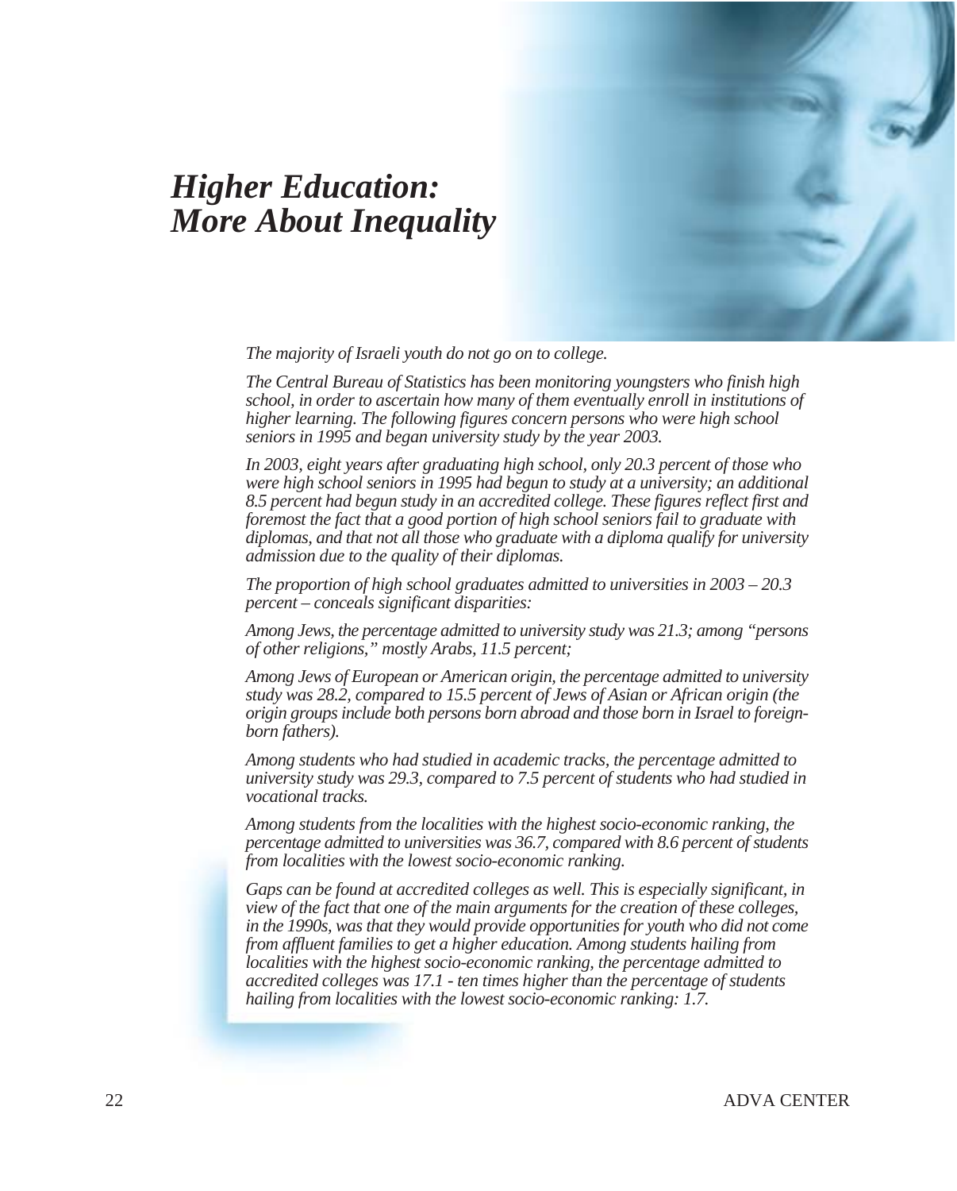# *Higher Education: More About Inequality*

*The majority of Israeli youth do not go on to college.*

*The Central Bureau of Statistics has been monitoring youngsters who finish high school, in order to ascertain how many of them eventually enroll in institutions of higher learning. The following figures concern persons who were high school seniors in 1995 and began university study by the year 2003.*

*In 2003, eight years after graduating high school, only 20.3 percent of those who were high school seniors in 1995 had begun to study at a university; an additional 8.5 percent had begun study in an accredited college. These figures reflect first and foremost the fact that a good portion of high school seniors fail to graduate with diplomas, and that not all those who graduate with a diploma qualify for university admission due to the quality of their diplomas.*

*The proportion of high school graduates admitted to universities in 2003 – 20.3 percent – conceals significant disparities:*

*Among Jews, the percentage admitted to university study was 21.3; among "persons of other religions," mostly Arabs, 11.5 percent;*

*Among Jews of European or American origin, the percentage admitted to university study was 28.2, compared to 15.5 percent of Jews of Asian or African origin (the origin groups include both persons born abroad and those born in Israel to foreign-born fathers).*

*Among students who had studied in academic tracks, the percentage admitted to university study was 29.3, compared to 7.5 percent of students who had studied in vocational tracks.*

*Among students from the localities with the highest socio-economic ranking, the percentage admitted to universities was 36.7, compared with 8.6 percent of students from localities with the lowest socio-economic ranking.*

*Gaps can be found at accredited colleges as well. This is especially significant, in view of the fact that one of the main arguments for the creation of these colleges, in the 1990s, was that they would provide opportunities for youth who did not come from affluent families to get a higher education. Among students hailing from localities with the highest socio-economic ranking, the percentage admitted to accredited colleges was 17.1 - ten times higher than the percentage of students hailing from localities with the lowest socio-economic ranking: 1.7.*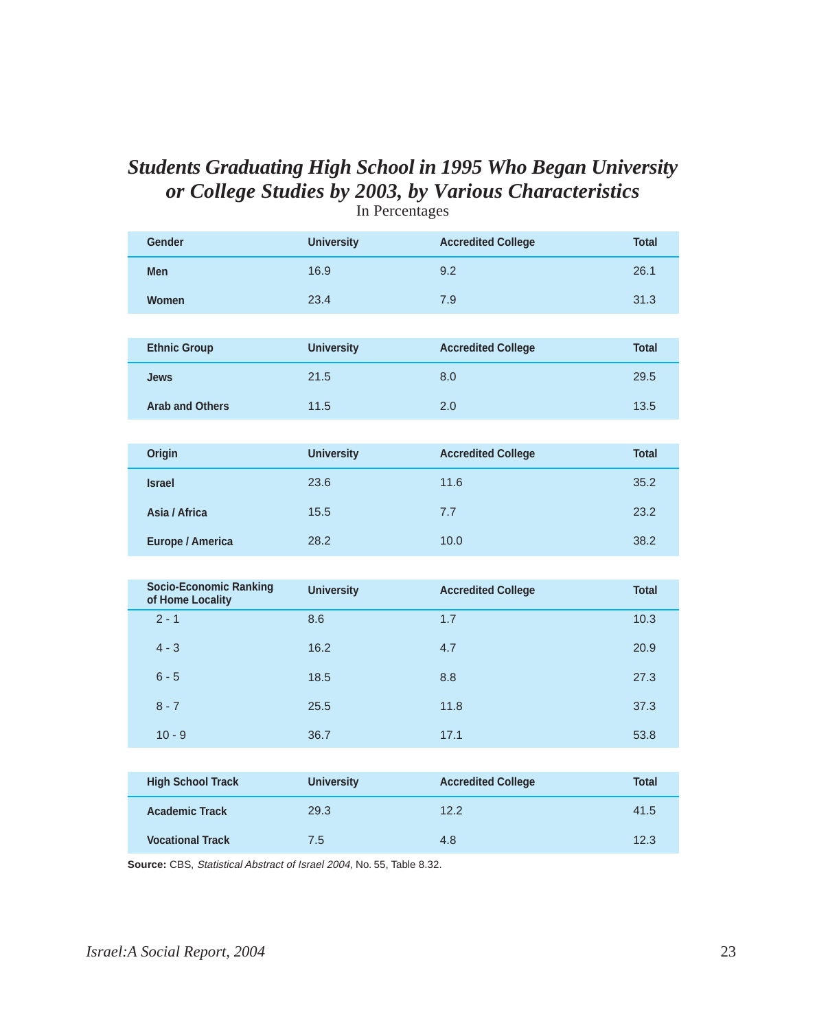## *Students Graduating High School in 1995 Who Began University or College Studies by 2003, by Various Characteristics*

In Percentages

| Gender | University | Accredited College | Total |
|---|---|---|---|
| **Men** | 16.9 | 9.2 | 26.1 |
| **Women** | 23.4 | 7.9 | 31.3 |

| Ethnic Group | University | Accredited College | Total |
|---|---|---|---|
| **Jews** | 21.5 | 8.0 | 29.5 |
| **Arab and Others** | 11.5 | 2.0 | 13.5 |

| Origin | University | Accredited College | Total |
|---|---|---|---|
| **Israel** | 23.6 | 11.6 | 35.2 |
| **Asia / Africa** | 15.5 | 7.7 | 23.2 |
| **Europe / America** | 28.2 | 10.0 | 38.2 |

| Socio-Economic Ranking of Home Locality | University | Accredited College | Total |
|---|---|---|---|
| 2 - 1 | 8.6 | 1.7 | 10.3 |
| 4 - 3 | 16.2 | 4.7 | 20.9 |
| 6 - 5 | 18.5 | 8.8 | 27.3 |
| 8 - 7 | 25.5 | 11.8 | 37.3 |
| 10 - 9 | 36.7 | 17.1 | 53.8 |

| High School Track | University | Accredited College | Total |
|---|---|---|---|
| **Academic Track** | 29.3 | 12.2 | 41.5 |
| **Vocational Track** | 7.5 | 4.8 | 12.3 |

**Source:** CBS, *Statistical Abstract of Israel 2004,* No. 55, Table 8.32.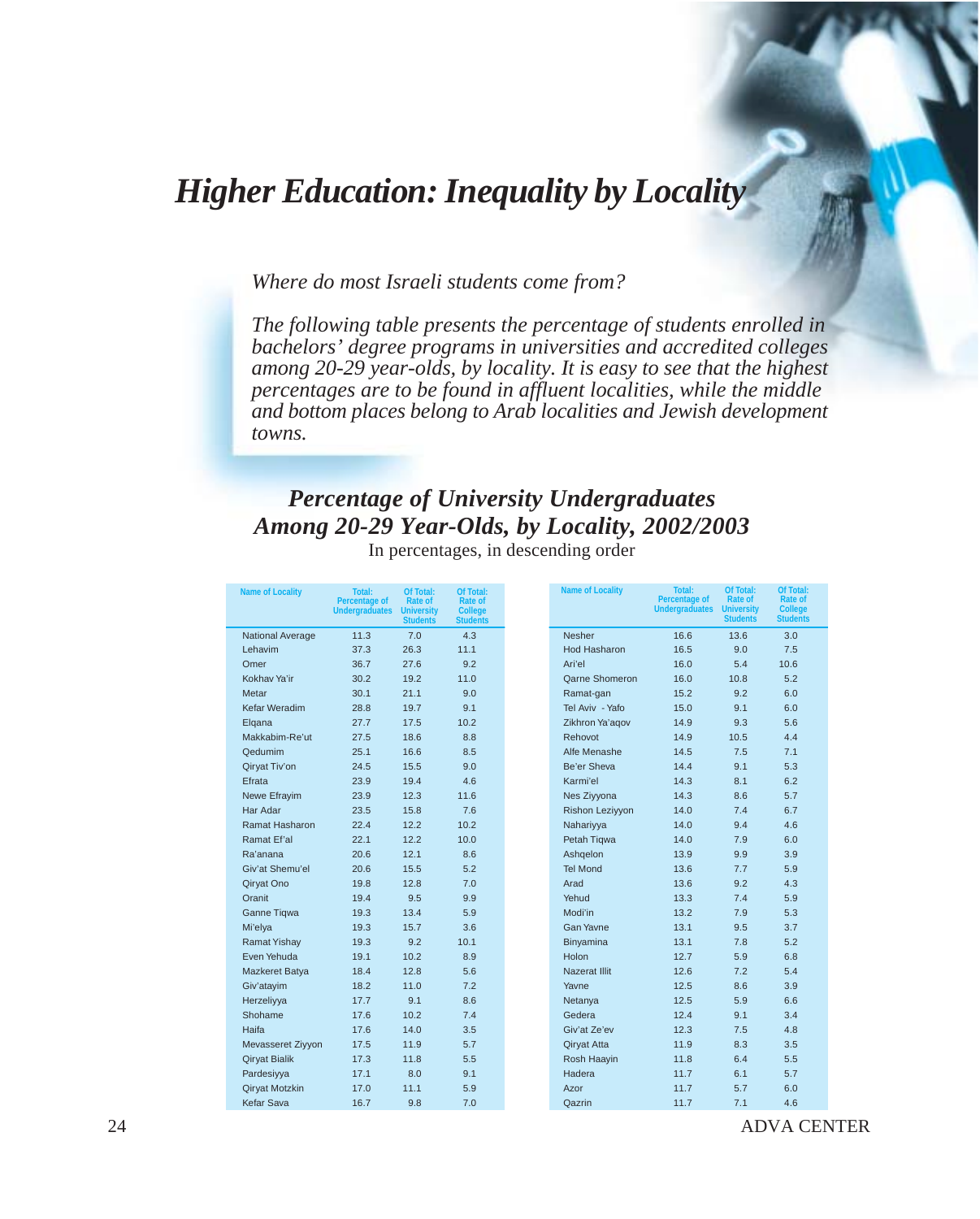# Higher Education: Inequality by Locality

*Where do most Israeli students come from?*

*The following table presents the percentage of students enrolled in bachelors' degree programs in universities and accredited colleges among 20-29 year-olds, by locality. It is easy to see that the highest percentages are to be found in affluent localities, while the middle and bottom places belong to Arab localities and Jewish development towns.*

## *Percentage of University Undergraduates Among 20-29 Year-Olds, by Locality, 2002/2003*

In percentages, in descending order

| Name of Locality | Total: Percentage of Undergraduates | Of Total: Rate of University Students | Of Total: Rate of College Students |
|---|---|---|---|
| National Average | 11.3 | 7.0 | 4.3 |
| Lehavim | 37.3 | 26.3 | 11.1 |
| Omer | 36.7 | 27.6 | 9.2 |
| Kokhav Ya'ir | 30.2 | 19.2 | 11.0 |
| Metar | 30.1 | 21.1 | 9.0 |
| Kefar Weradim | 28.8 | 19.7 | 9.1 |
| Elqana | 27.7 | 17.5 | 10.2 |
| Makkabim-Re'ut | 27.5 | 18.6 | 8.8 |
| Qedumim | 25.1 | 16.6 | 8.5 |
| Qiryat Tiv'on | 24.5 | 15.5 | 9.0 |
| Efrata | 23.9 | 19.4 | 4.6 |
| Newe Efrayim | 23.9 | 12.3 | 11.6 |
| Har Adar | 23.5 | 15.8 | 7.6 |
| Ramat Hasharon | 22.4 | 12.2 | 10.2 |
| Ramat Ef'al | 22.1 | 12.2 | 10.0 |
| Ra'anana | 20.6 | 12.1 | 8.6 |
| Giv'at Shemu'el | 20.6 | 15.5 | 5.2 |
| Qiryat Ono | 19.8 | 12.8 | 7.0 |
| Oranit | 19.4 | 9.5 | 9.9 |
| Ganne Tiqwa | 19.3 | 13.4 | 5.9 |
| Mi'elya | 19.3 | 15.7 | 3.6 |
| Ramat Yishay | 19.3 | 9.2 | 10.1 |
| Even Yehuda | 19.1 | 10.2 | 8.9 |
| Mazkeret Batya | 18.4 | 12.8 | 5.6 |
| Giv'atayim | 18.2 | 11.0 | 7.2 |
| Herzeliyya | 17.7 | 9.1 | 8.6 |
| Shohame | 17.6 | 10.2 | 7.4 |
| Haifa | 17.6 | 14.0 | 3.5 |
| Mevasseret Ziyyon | 17.5 | 11.9 | 5.7 |
| Qiryat Bialik | 17.3 | 11.8 | 5.5 |
| Pardesiyya | 17.1 | 8.0 | 9.1 |
| Qiryat Motzkin | 17.0 | 11.1 | 5.9 |
| Kefar Sava | 16.7 | 9.8 | 7.0 |
| Nesher | 16.6 | 13.6 | 3.0 |
| Hod Hasharon | 16.5 | 9.0 | 7.5 |
| Ari'el | 16.0 | 5.4 | 10.6 |
| Qarne Shomeron | 16.0 | 10.8 | 5.2 |
| Ramat-gan | 15.2 | 9.2 | 6.0 |
| Tel Aviv - Yafo | 15.0 | 9.1 | 6.0 |
| Zikhron Ya'aqov | 14.9 | 9.3 | 5.6 |
| Rehovot | 14.9 | 10.5 | 4.4 |
| Alfe Menashe | 14.5 | 7.5 | 7.1 |
| Be'er Sheva | 14.4 | 9.1 | 5.3 |
| Karmi'el | 14.3 | 8.1 | 6.2 |
| Nes Ziyyona | 14.3 | 8.6 | 5.7 |
| Rishon Leziyyon | 14.0 | 7.4 | 6.7 |
| Nahariyya | 14.0 | 9.4 | 4.6 |
| Petah Tiqwa | 14.0 | 7.9 | 6.0 |
| Ashqelon | 13.9 | 9.9 | 3.9 |
| Tel Mond | 13.6 | 7.7 | 5.9 |
| Arad | 13.6 | 9.2 | 4.3 |
| Yehud | 13.3 | 7.4 | 5.9 |
| Modi'in | 13.2 | 7.9 | 5.3 |
| Gan Yavne | 13.1 | 9.5 | 3.7 |
| Binyamina | 13.1 | 7.8 | 5.2 |
| Holon | 12.7 | 5.9 | 6.8 |
| Nazerat Illit | 12.6 | 7.2 | 5.4 |
| Yavne | 12.5 | 8.6 | 3.9 |
| Netanya | 12.5 | 5.9 | 6.6 |
| Gedera | 12.4 | 9.1 | 3.4 |
| Giv'at Ze'ev | 12.3 | 7.5 | 4.8 |
| Qiryat Atta | 11.9 | 8.3 | 3.5 |
| Rosh Haayin | 11.8 | 6.4 | 5.5 |
| Hadera | 11.7 | 6.1 | 5.7 |
| Azor | 11.7 | 5.7 | 6.0 |
| Qazrin | 11.7 | 7.1 | 4.6 |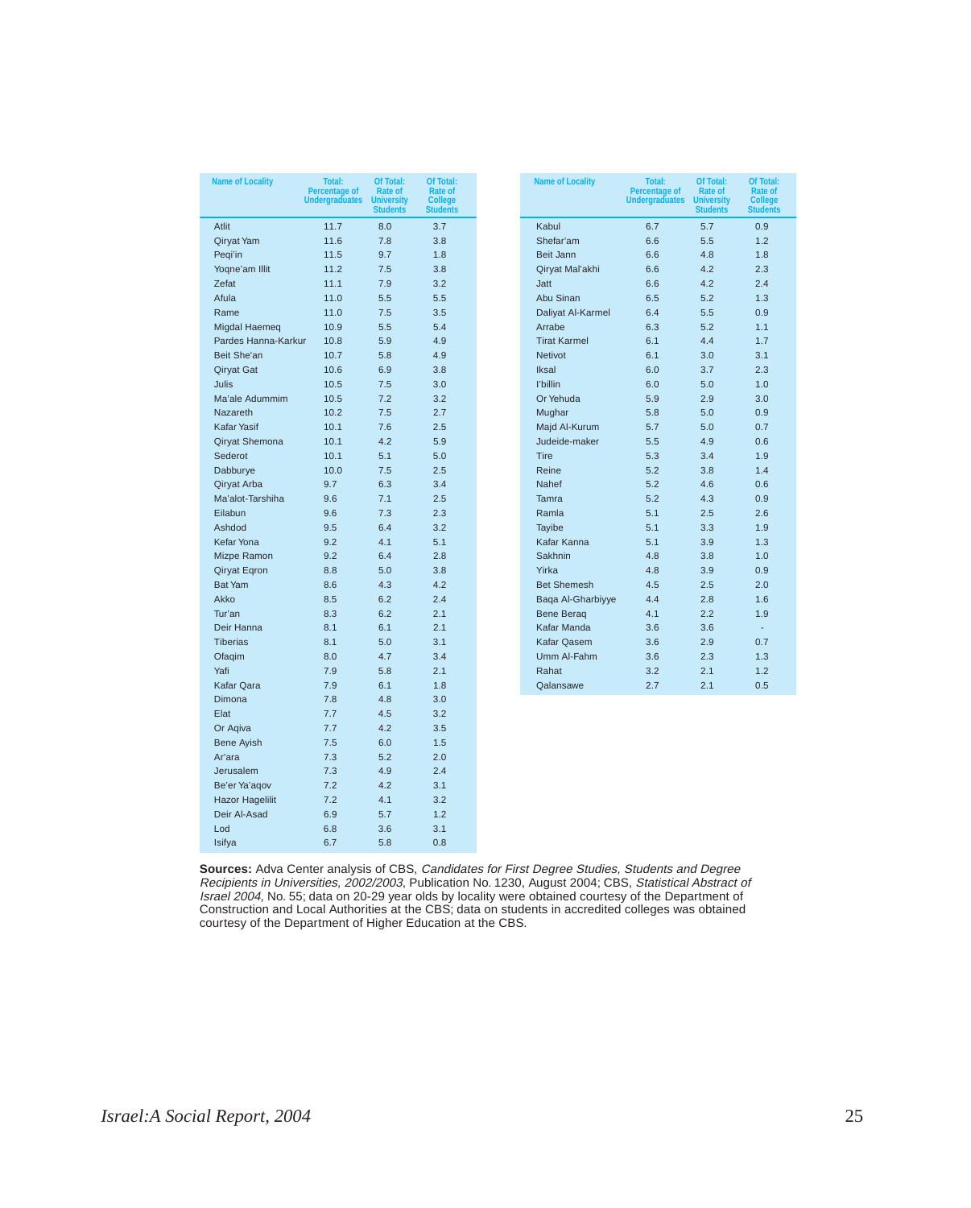| Name of Locality | Total: Percentage of Undergraduates | Of Total: Rate of University Students | Of Total: Rate of College Students |
|---|---|---|---|
| Atlit | 11.7 | 8.0 | 3.7 |
| Qiryat Yam | 11.6 | 7.8 | 3.8 |
| Peqi'in | 11.5 | 9.7 | 1.8 |
| Yoqne'am Illit | 11.2 | 7.5 | 3.8 |
| Zefat | 11.1 | 7.9 | 3.2 |
| Afula | 11.0 | 5.5 | 5.5 |
| Rame | 11.0 | 7.5 | 3.5 |
| Migdal Haemeq | 10.9 | 5.5 | 5.4 |
| Pardes Hanna-Karkur | 10.8 | 5.9 | 4.9 |
| Beit She'an | 10.7 | 5.8 | 4.9 |
| Qiryat Gat | 10.6 | 6.9 | 3.8 |
| Julis | 10.5 | 7.5 | 3.0 |
| Ma'ale Adummim | 10.5 | 7.2 | 3.2 |
| Nazareth | 10.2 | 7.5 | 2.7 |
| Kafar Yasif | 10.1 | 7.6 | 2.5 |
| Qiryat Shemona | 10.1 | 4.2 | 5.9 |
| Sederot | 10.1 | 5.1 | 5.0 |
| Dabburye | 10.0 | 7.5 | 2.5 |
| Qiryat Arba | 9.7 | 6.3 | 3.4 |
| Ma'alot-Tarshiha | 9.6 | 7.1 | 2.5 |
| Eilabun | 9.6 | 7.3 | 2.3 |
| Ashdod | 9.5 | 6.4 | 3.2 |
| Kefar Yona | 9.2 | 4.1 | 5.1 |
| Mizpe Ramon | 9.2 | 6.4 | 2.8 |
| Qiryat Eqron | 8.8 | 5.0 | 3.8 |
| Bat Yam | 8.6 | 4.3 | 4.2 |
| Akko | 8.5 | 6.2 | 2.4 |
| Tur'an | 8.3 | 6.2 | 2.1 |
| Deir Hanna | 8.1 | 6.1 | 2.1 |
| Tiberias | 8.1 | 5.0 | 3.1 |
| Ofaqim | 8.0 | 4.7 | 3.4 |
| Yafi | 7.9 | 5.8 | 2.1 |
| Kafar Qara | 7.9 | 6.1 | 1.8 |
| Dimona | 7.8 | 4.8 | 3.0 |
| Elat | 7.7 | 4.5 | 3.2 |
| Or Aqiva | 7.7 | 4.2 | 3.5 |
| Bene Ayish | 7.5 | 6.0 | 1.5 |
| Ar'ara | 7.3 | 5.2 | 2.0 |
| Jerusalem | 7.3 | 4.9 | 2.4 |
| Be'er Ya'aqov | 7.2 | 4.2 | 3.1 |
| Hazor Hagelilit | 7.2 | 4.1 | 3.2 |
| Deir Al-Asad | 6.9 | 5.7 | 1.2 |
| Lod | 6.8 | 3.6 | 3.1 |
| Isifya | 6.7 | 5.8 | 0.8 |
| Kabul | 6.7 | 5.7 | 0.9 |
| Shefar'am | 6.6 | 5.5 | 1.2 |
| Beit Jann | 6.6 | 4.8 | 1.8 |
| Qiryat Mal'akhi | 6.6 | 4.2 | 2.3 |
| Jatt | 6.6 | 4.2 | 2.4 |
| Abu Sinan | 6.5 | 5.2 | 1.3 |
| Daliyat Al-Karmel | 6.4 | 5.5 | 0.9 |
| Arrabe | 6.3 | 5.2 | 1.1 |
| Tirat Karmel | 6.1 | 4.4 | 1.7 |
| Netivot | 6.1 | 3.0 | 3.1 |
| Iksal | 6.0 | 3.7 | 2.3 |
| I'billin | 6.0 | 5.0 | 1.0 |
| Or Yehuda | 5.9 | 2.9 | 3.0 |
| Mughar | 5.8 | 5.0 | 0.9 |
| Majd Al-Kurum | 5.7 | 5.0 | 0.7 |
| Judeide-maker | 5.5 | 4.9 | 0.6 |
| Tire | 5.3 | 3.4 | 1.9 |
| Reine | 5.2 | 3.8 | 1.4 |
| Nahef | 5.2 | 4.6 | 0.6 |
| Tamra | 5.2 | 4.3 | 0.9 |
| Ramla | 5.1 | 2.5 | 2.6 |
| Tayibe | 5.1 | 3.3 | 1.9 |
| Kafar Kanna | 5.1 | 3.9 | 1.3 |
| Sakhnin | 4.8 | 3.8 | 1.0 |
| Yirka | 4.8 | 3.9 | 0.9 |
| Bet Shemesh | 4.5 | 2.5 | 2.0 |
| Baqa Al-Gharbiyye | 4.4 | 2.8 | 1.6 |
| Bene Beraq | 4.1 | 2.2 | 1.9 |
| Kafar Manda | 3.6 | 3.6 | - |
| Kafar Qasem | 3.6 | 2.9 | 0.7 |
| Umm Al-Fahm | 3.6 | 2.3 | 1.3 |
| Rahat | 3.2 | 2.1 | 1.2 |
| Qalansawe | 2.7 | 2.1 | 0.5 |

**Sources:** Adva Center analysis of CBS, *Candidates for First Degree Studies, Students and Degree Recipients in Universities, 2002/2003*, Publication No. 1230, August 2004; CBS, *Statistical Abstract of Israel 2004,* No. 55; data on 20-29 year olds by locality were obtained courtesy of the Department of Construction and Local Authorities at the CBS; data on students in accredited colleges was obtained courtesy of the Department of Higher Education at the CBS.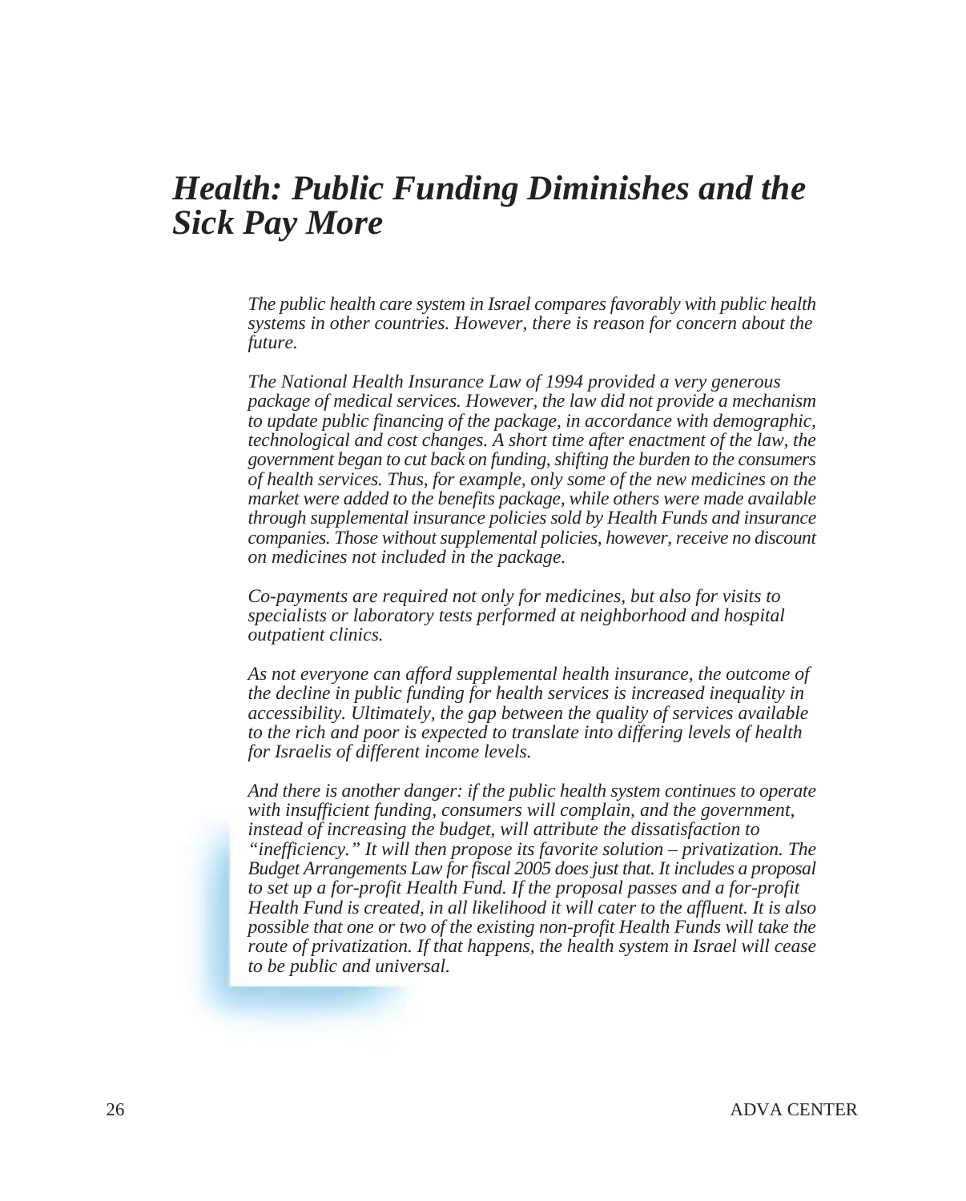# *Health: Public Funding Diminishes and the Sick Pay More*

*The public health care system in Israel compares favorably with public health systems in other countries. However, there is reason for concern about the future.*

*The National Health Insurance Law of 1994 provided a very generous package of medical services. However, the law did not provide a mechanism to update public financing of the package, in accordance with demographic, technological and cost changes. A short time after enactment of the law, the government began to cut back on funding, shifting the burden to the consumers of health services. Thus, for example, only some of the new medicines on the market were added to the benefits package, while others were made available through supplemental insurance policies sold by Health Funds and insurance companies. Those without supplemental policies, however, receive no discount on medicines not included in the package.*

*Co-payments are required not only for medicines, but also for visits to specialists or laboratory tests performed at neighborhood and hospital outpatient clinics.*

*As not everyone can afford supplemental health insurance, the outcome of the decline in public funding for health services is increased inequality in accessibility. Ultimately, the gap between the quality of services available to the rich and poor is expected to translate into differing levels of health for Israelis of different income levels.*

*And there is another danger: if the public health system continues to operate with insufficient funding, consumers will complain, and the government, instead of increasing the budget, will attribute the dissatisfaction to "inefficiency." It will then propose its favorite solution – privatization. The Budget Arrangements Law for fiscal 2005 does just that. It includes a proposal to set up a for-profit Health Fund. If the proposal passes and a for-profit Health Fund is created, in all likelihood it will cater to the affluent. It is also possible that one or two of the existing non-profit Health Funds will take the route of privatization. If that happens, the health system in Israel will cease to be public and universal.*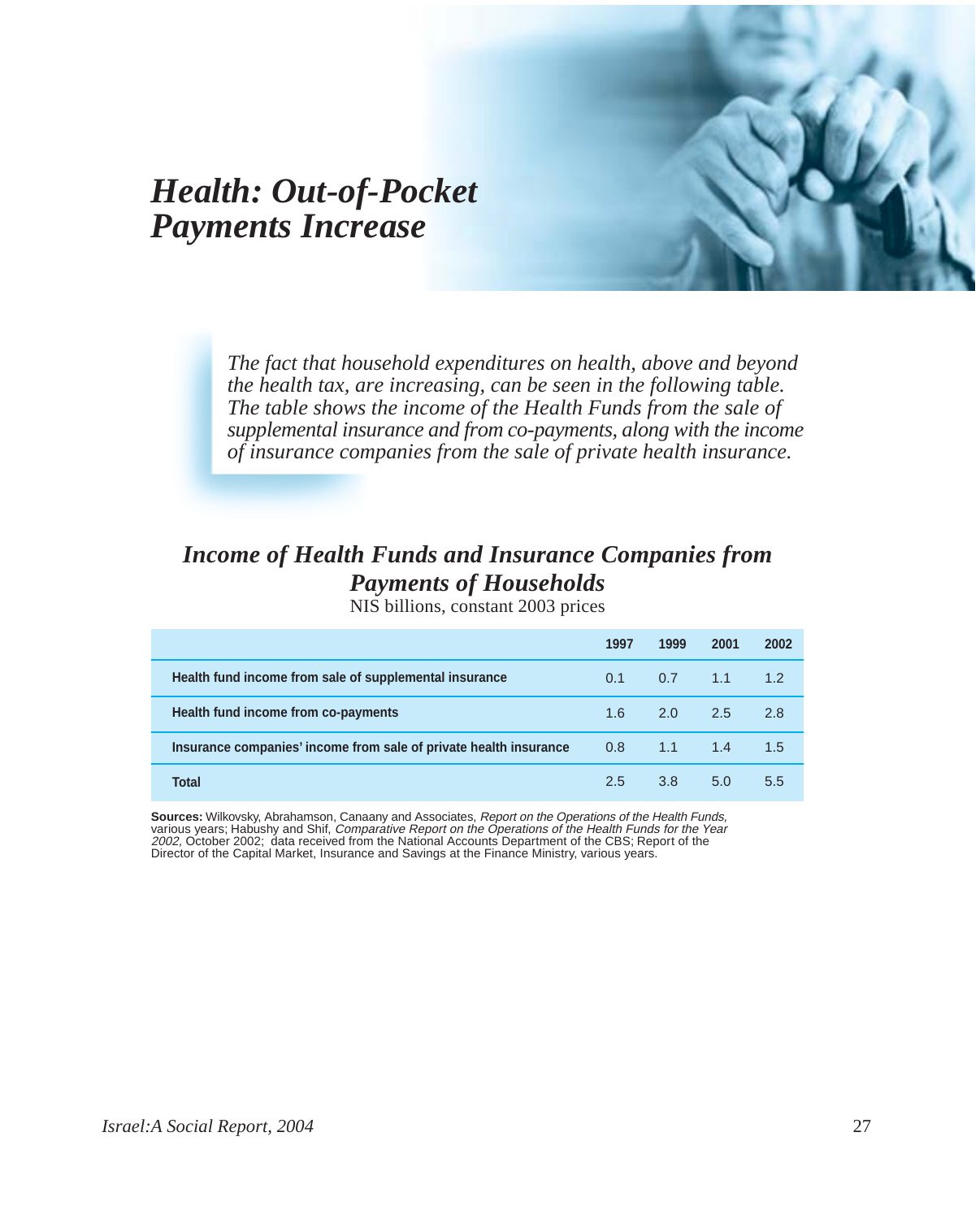# *Health: Out-of-Pocket Payments Increase*

*The fact that household expenditures on health, above and beyond the health tax, are increasing, can be seen in the following table. The table shows the income of the Health Funds from the sale of supplemental insurance and from co-payments, along with the income of insurance companies from the sale of private health insurance.*

## *Income of Health Funds and Insurance Companies from Payments of Households*

NIS billions, constant 2003 prices

| | 1997 | 1999 | 2001 | 2002 |
|---|---|---|---|---|
| **Health fund income from sale of supplemental insurance** | 0.1 | 0.7 | 1.1 | 1.2 |
| **Health fund income from co-payments** | 1.6 | 2.0 | 2.5 | 2.8 |
| **Insurance companies' income from sale of private health insurance** | 0.8 | 1.1 | 1.4 | 1.5 |
| **Total** | 2.5 | 3.8 | 5.0 | 5.5 |

**Sources:** Wilkovsky, Abrahamson, Canaany and Associates, *Report on the Operations of the Health Funds,* various years; Habushy and Shif, *Comparative Report on the Operations of the Health Funds for the Year 2002,* October 2002; data received from the National Accounts Department of the CBS; Report of the Director of the Capital Market, Insurance and Savings at the Finance Ministry, various years.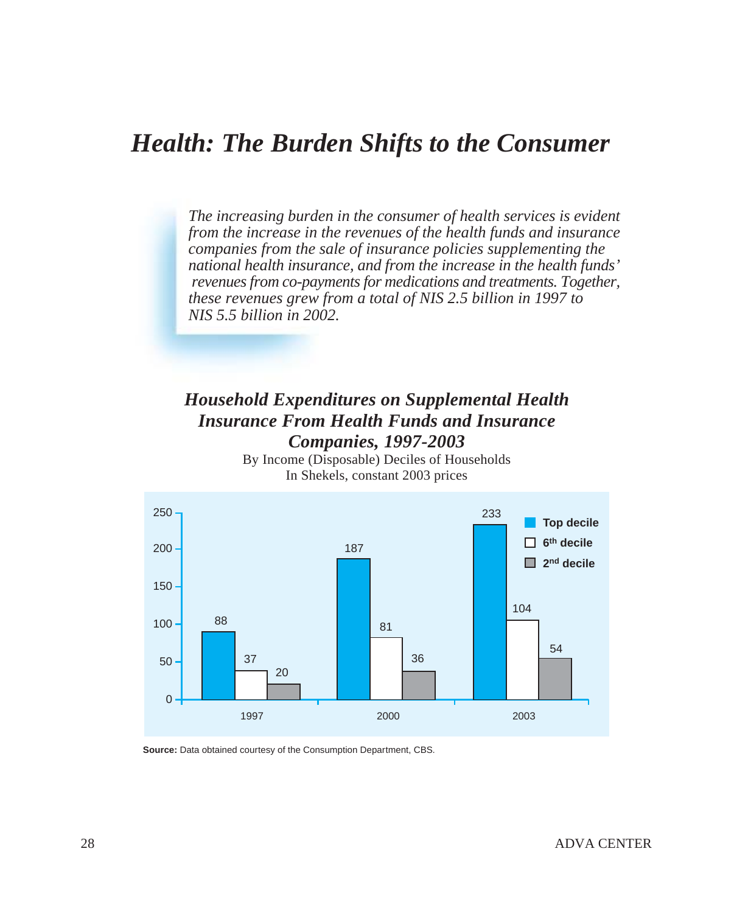# *Health: The Burden Shifts to the Consumer*

*The increasing burden in the consumer of health services is evident from the increase in the revenues of the health funds and insurance companies from the sale of insurance policies supplementing the national health insurance, and from the increase in the health funds' revenues from co-payments for medications and treatments. Together, these revenues grew from a total of NIS 2.5 billion in 1997 to NIS 5.5 billion in 2002.*

## *Household Expenditures on Supplemental Health Insurance From Health Funds and Insurance Companies, 1997-2003*

By Income (Disposable) Deciles of Households
In Shekels, constant 2003 prices

| | Top decile | 6th decile | 2nd decile |
|---|---|---|---|
| 1997 | 88 | 37 | 20 |
| 2000 | 187 | 81 | 36 |
| 2003 | 233 | 104 | 54 |

**Source:** Data obtained courtesy of the Consumption Department, CBS.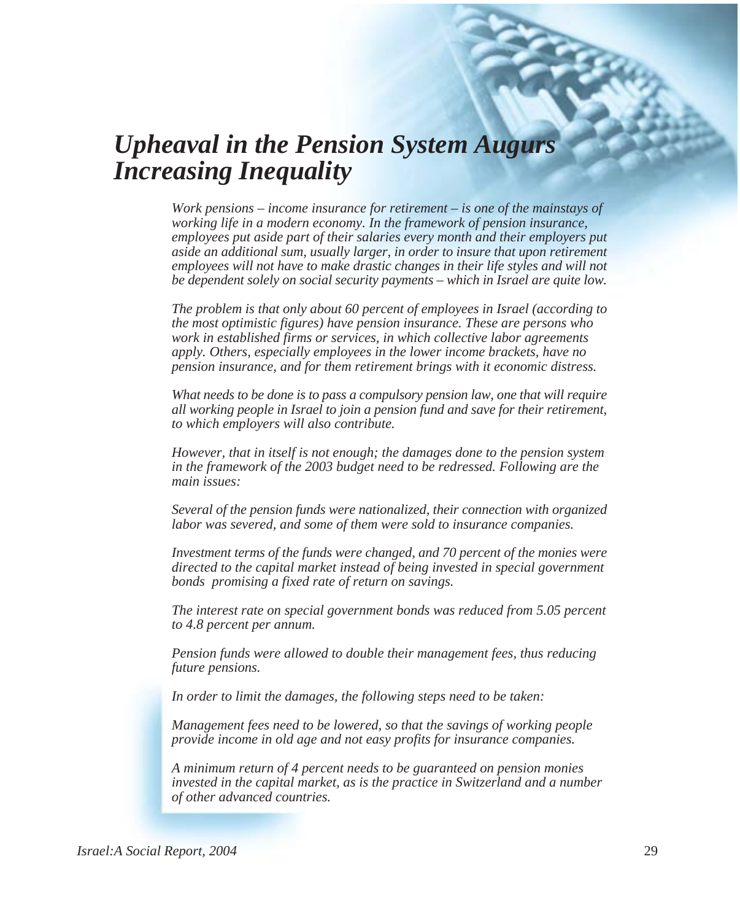# *Upheaval in the Pension System Augurs Increasing Inequality*

*Work pensions – income insurance for retirement – is one of the mainstays of working life in a modern economy. In the framework of pension insurance, employees put aside part of their salaries every month and their employers put aside an additional sum, usually larger, in order to insure that upon retirement employees will not have to make drastic changes in their life styles and will not be dependent solely on social security payments – which in Israel are quite low.*

*The problem is that only about 60 percent of employees in Israel (according to the most optimistic figures) have pension insurance. These are persons who work in established firms or services, in which collective labor agreements apply. Others, especially employees in the lower income brackets, have no pension insurance, and for them retirement brings with it economic distress.*

*What needs to be done is to pass a compulsory pension law, one that will require all working people in Israel to join a pension fund and save for their retirement, to which employers will also contribute.*

*However, that in itself is not enough; the damages done to the pension system in the framework of the 2003 budget need to be redressed. Following are the main issues:*

*Several of the pension funds were nationalized, their connection with organized labor was severed, and some of them were sold to insurance companies.*

*Investment terms of the funds were changed, and 70 percent of the monies were directed to the capital market instead of being invested in special government bonds promising a fixed rate of return on savings.*

*The interest rate on special government bonds was reduced from 5.05 percent to 4.8 percent per annum.*

*Pension funds were allowed to double their management fees, thus reducing future pensions.*

*In order to limit the damages, the following steps need to be taken:*

*Management fees need to be lowered, so that the savings of working people provide income in old age and not easy profits for insurance companies.*

*A minimum return of 4 percent needs to be guaranteed on pension monies invested in the capital market, as is the practice in Switzerland and a number of other advanced countries.*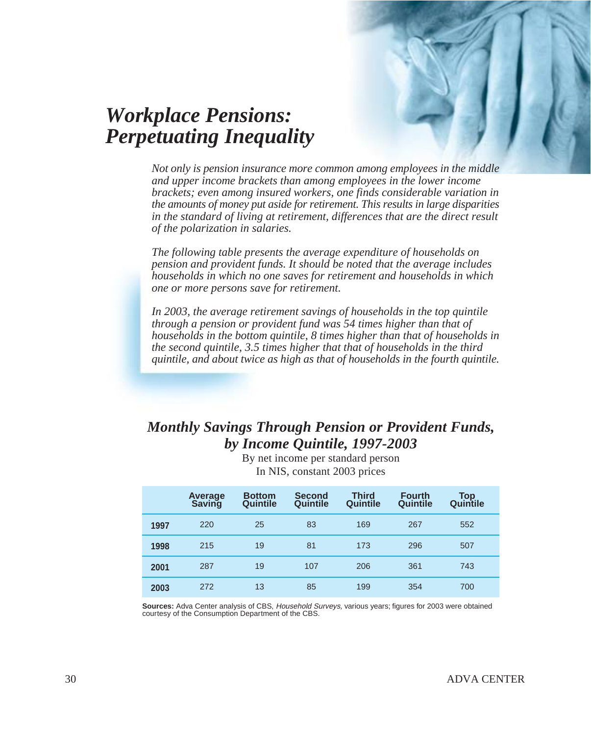# *Workplace Pensions: Perpetuating Inequality*

*Not only is pension insurance more common among employees in the middle and upper income brackets than among employees in the lower income brackets; even among insured workers, one finds considerable variation in the amounts of money put aside for retirement. This results in large disparities in the standard of living at retirement, differences that are the direct result of the polarization in salaries.*

*The following table presents the average expenditure of households on pension and provident funds. It should be noted that the average includes households in which no one saves for retirement and households in which one or more persons save for retirement.*

*In 2003, the average retirement savings of households in the top quintile through a pension or provident fund was 54 times higher than that of households in the bottom quintile, 8 times higher than that of households in the second quintile, 3.5 times higher that that of households in the third quintile, and about twice as high as that of households in the fourth quintile.*

## *Monthly Savings Through Pension or Provident Funds, by Income Quintile, 1997-2003*

By net income per standard person
In NIS, constant 2003 prices

| | Average Saving | Bottom Quintile | Second Quintile | Third Quintile | Fourth Quintile | Top Quintile |
|---|---|---|---|---|---|---|
| **1997** | 220 | 25 | 83 | 169 | 267 | 552 |
| **1998** | 215 | 19 | 81 | 173 | 296 | 507 |
| **2001** | 287 | 19 | 107 | 206 | 361 | 743 |
| **2003** | 272 | 13 | 85 | 199 | 354 | 700 |

**Sources:** Adva Center analysis of CBS, *Household Surveys,* various years; figures for 2003 were obtained courtesy of the Consumption Department of the CBS.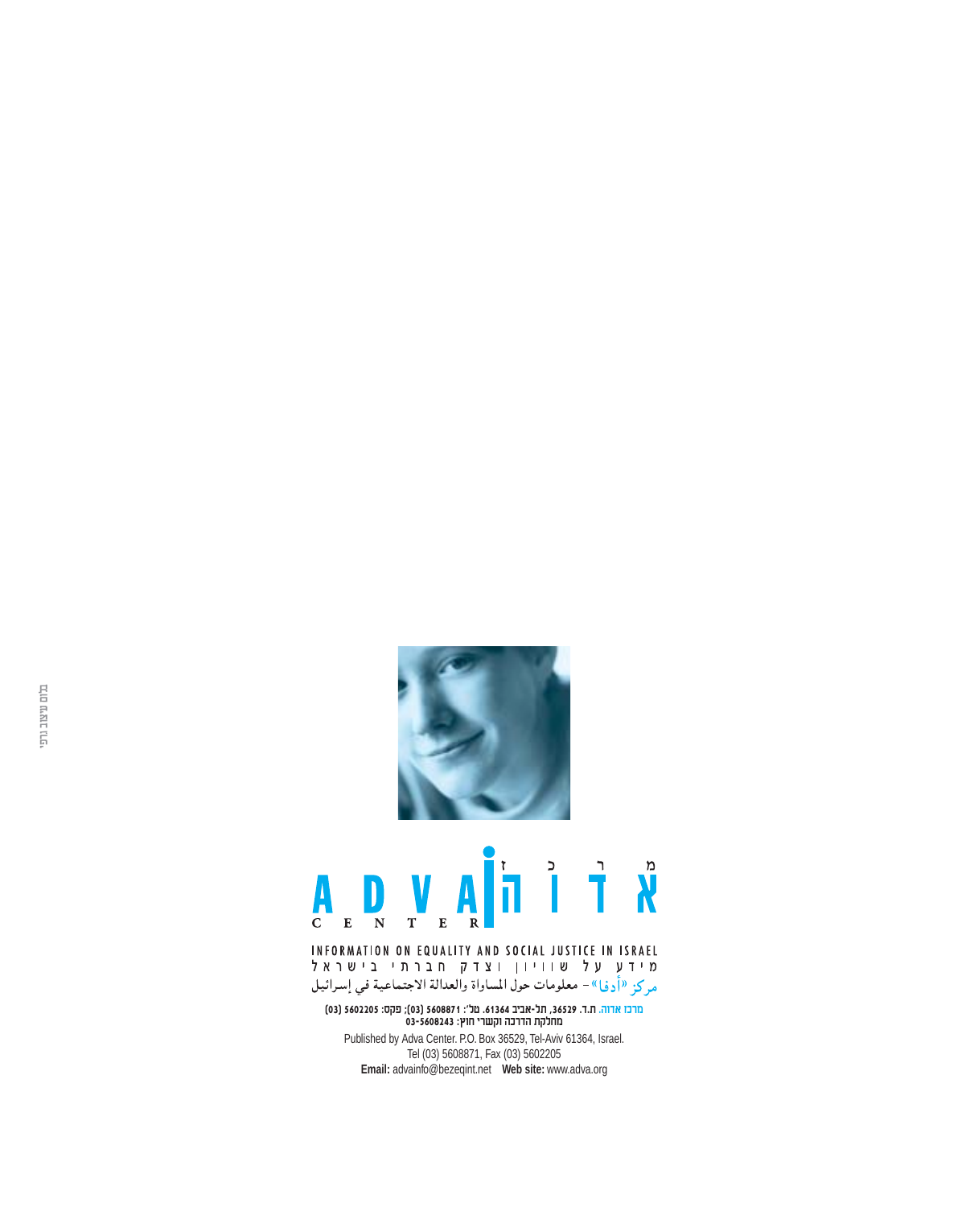בלום עיצוב גרפי

ADVA CENTER
מרכז אדוה

INFORMATION ON EQUALITY AND SOCIAL JUSTICE IN ISRAEL
מידע על שוויון וצדק חברתי בישראל
مركز «أدفا» – معلومات حول المساواة والعدالة الاجتماعية في إسرائيل

**מרכז אדוה. ת.ד. 36529, תל-אביב 61364. טל': 5608871 (03); פקס: 5602205 (03)**
**מחלקת הדרכה וקשרי חוץ: 03-5608243**

Published by Adva Center. P.O. Box 36529, Tel-Aviv 61364, Israel.
Tel (03) 5608871, Fax (03) 5602205
**Email:** advainfo@bezeqint.net **Web site:** www.adva.org